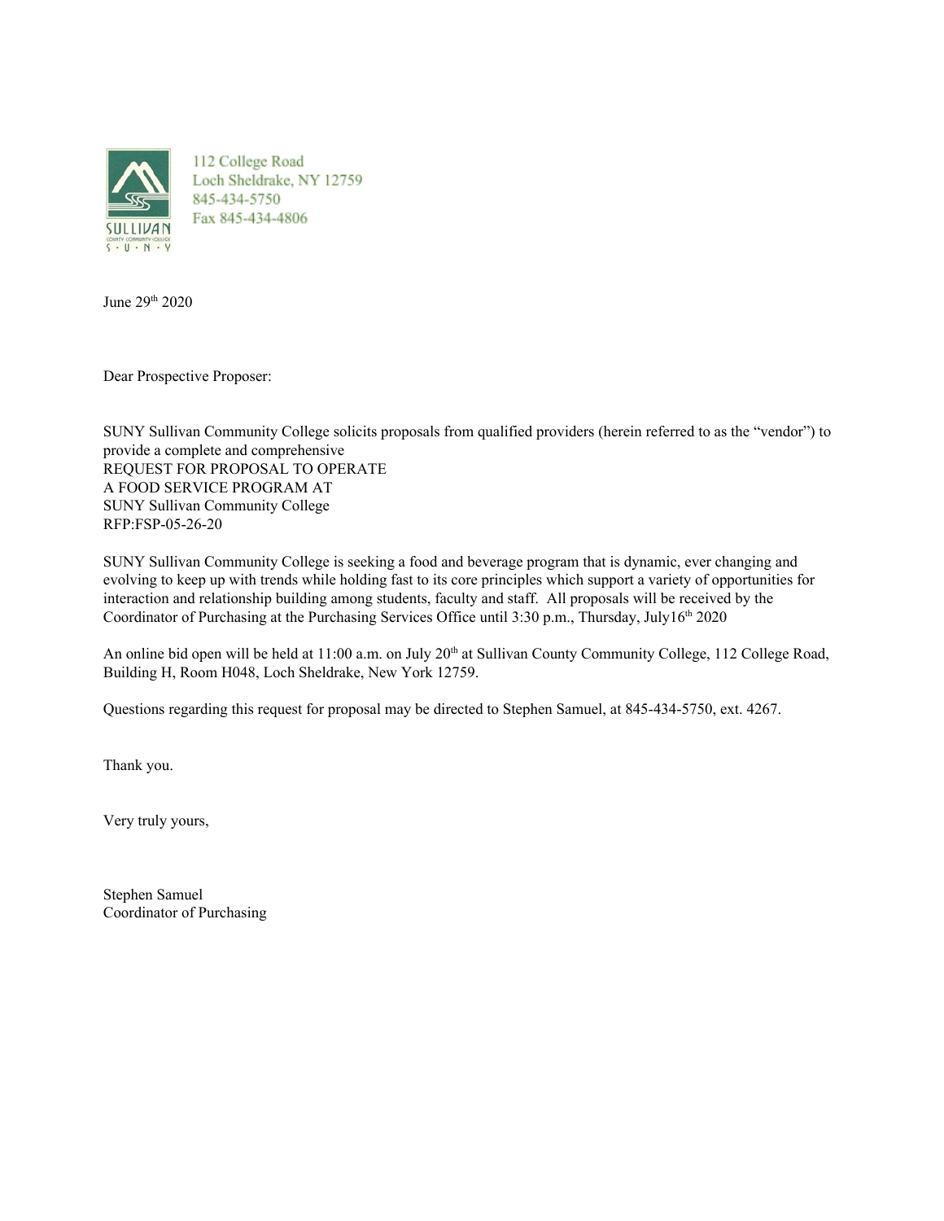SULLIVAN
COUNTY COMMUNITY COLLEGE
S · U · N · Y

112 College Road
Loch Sheldrake, NY 12759
845-434-5750
Fax 845-434-4806

June 29th 2020

Dear Prospective Proposer:

SUNY Sullivan Community College solicits proposals from qualified providers (herein referred to as the "vendor") to provide a complete and comprehensive
REQUEST FOR PROPOSAL TO OPERATE
A FOOD SERVICE PROGRAM AT
SUNY Sullivan Community College
RFP:FSP-05-26-20

SUNY Sullivan Community College is seeking a food and beverage program that is dynamic, ever changing and evolving to keep up with trends while holding fast to its core principles which support a variety of opportunities for interaction and relationship building among students, faculty and staff. All proposals will be received by the Coordinator of Purchasing at the Purchasing Services Office until 3:30 p.m., Thursday, July16th 2020

An online bid open will be held at 11:00 a.m. on July 20th at Sullivan County Community College, 112 College Road, Building H, Room H048, Loch Sheldrake, New York 12759.

Questions regarding this request for proposal may be directed to Stephen Samuel, at 845-434-5750, ext. 4267.

Thank you.

Very truly yours,

Stephen Samuel
Coordinator of Purchasing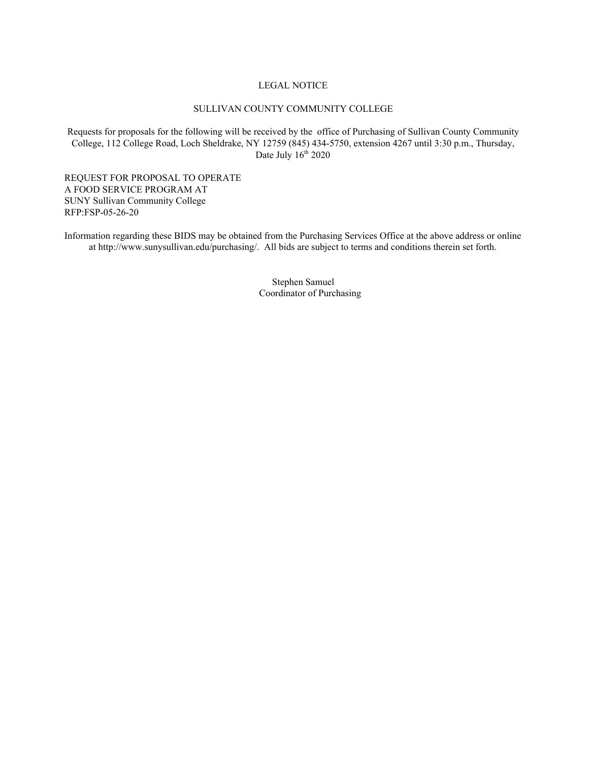# LEGAL NOTICE

## SULLIVAN COUNTY COMMUNITY COLLEGE

Requests for proposals for the following will be received by the office of Purchasing of Sullivan County Community College, 112 College Road, Loch Sheldrake, NY 12759 (845) 434-5750, extension 4267 until 3:30 p.m., Thursday, Date July 16th 2020

REQUEST FOR PROPOSAL TO OPERATE
A FOOD SERVICE PROGRAM AT
SUNY Sullivan Community College
RFP:FSP-05-26-20

Information regarding these BIDS may be obtained from the Purchasing Services Office at the above address or online at http://www.sunysullivan.edu/purchasing/. All bids are subject to terms and conditions therein set forth.

Stephen Samuel
Coordinator of Purchasing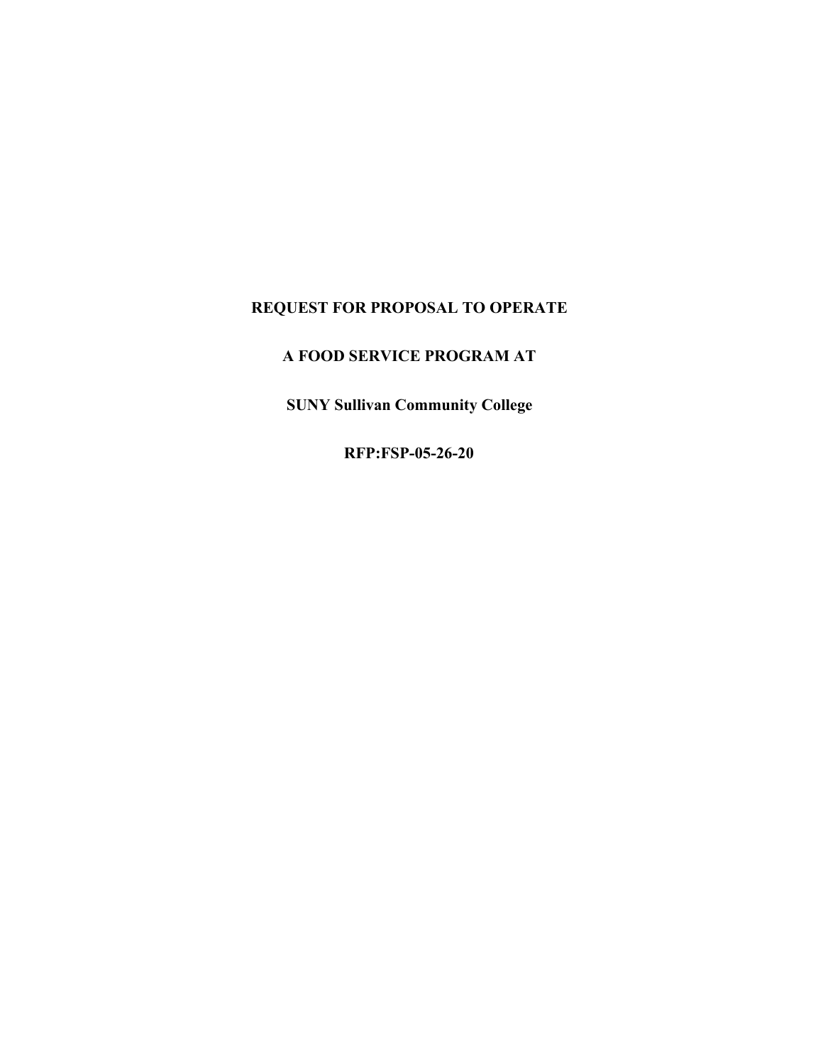**REQUEST FOR PROPOSAL TO OPERATE**

**A FOOD SERVICE PROGRAM AT**

**SUNY Sullivan Community College**

**RFP:FSP-05-26-20**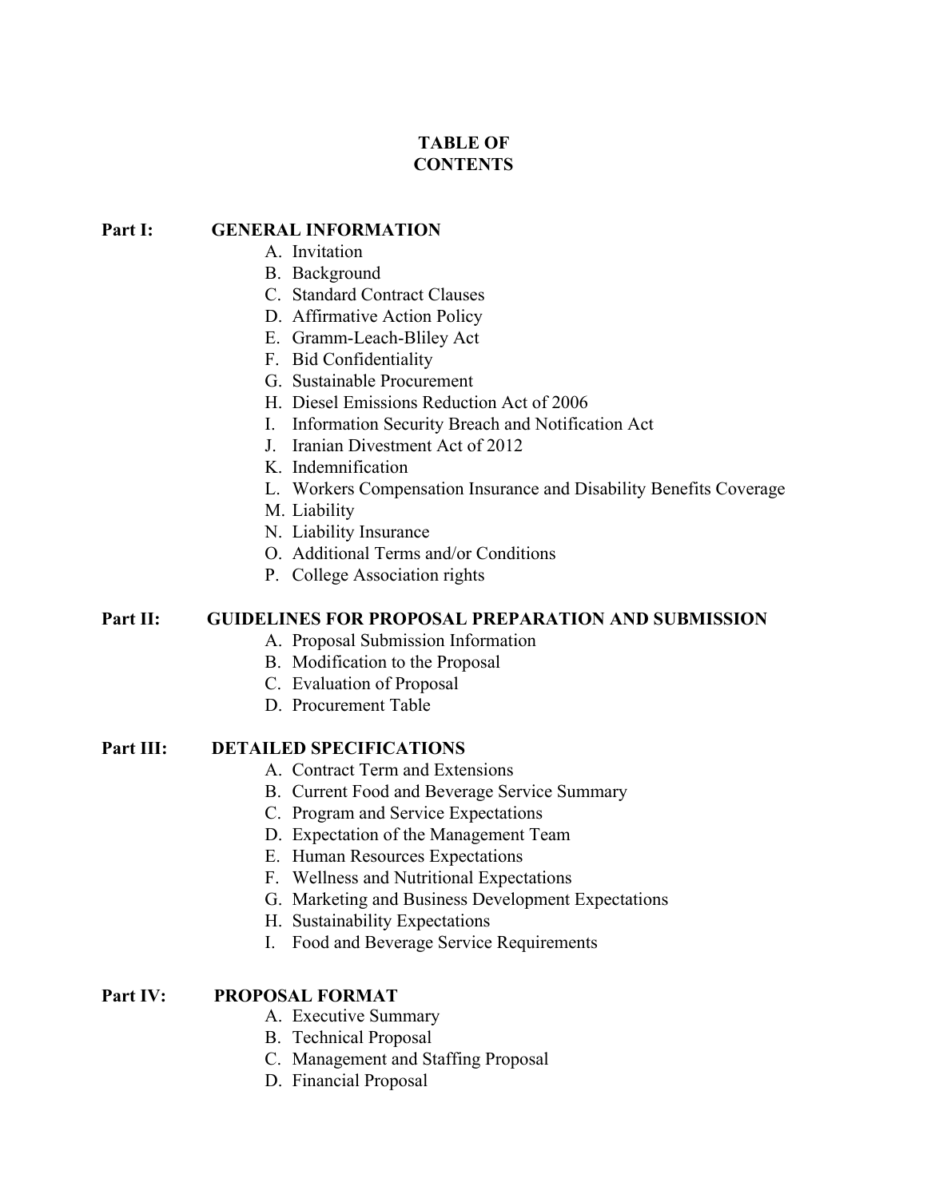# TABLE OF CONTENTS

**Part I: GENERAL INFORMATION**

A. Invitation
B. Background
C. Standard Contract Clauses
D. Affirmative Action Policy
E. Gramm-Leach-Bliley Act
F. Bid Confidentiality
G. Sustainable Procurement
H. Diesel Emissions Reduction Act of 2006
I. Information Security Breach and Notification Act
J. Iranian Divestment Act of 2012
K. Indemnification
L. Workers Compensation Insurance and Disability Benefits Coverage
M. Liability
N. Liability Insurance
O. Additional Terms and/or Conditions
P. College Association rights

**Part II: GUIDELINES FOR PROPOSAL PREPARATION AND SUBMISSION**

A. Proposal Submission Information
B. Modification to the Proposal
C. Evaluation of Proposal
D. Procurement Table

**Part III: DETAILED SPECIFICATIONS**

A. Contract Term and Extensions
B. Current Food and Beverage Service Summary
C. Program and Service Expectations
D. Expectation of the Management Team
E. Human Resources Expectations
F. Wellness and Nutritional Expectations
G. Marketing and Business Development Expectations
H. Sustainability Expectations
I. Food and Beverage Service Requirements

**Part IV: PROPOSAL FORMAT**

A. Executive Summary
B. Technical Proposal
C. Management and Staffing Proposal
D. Financial Proposal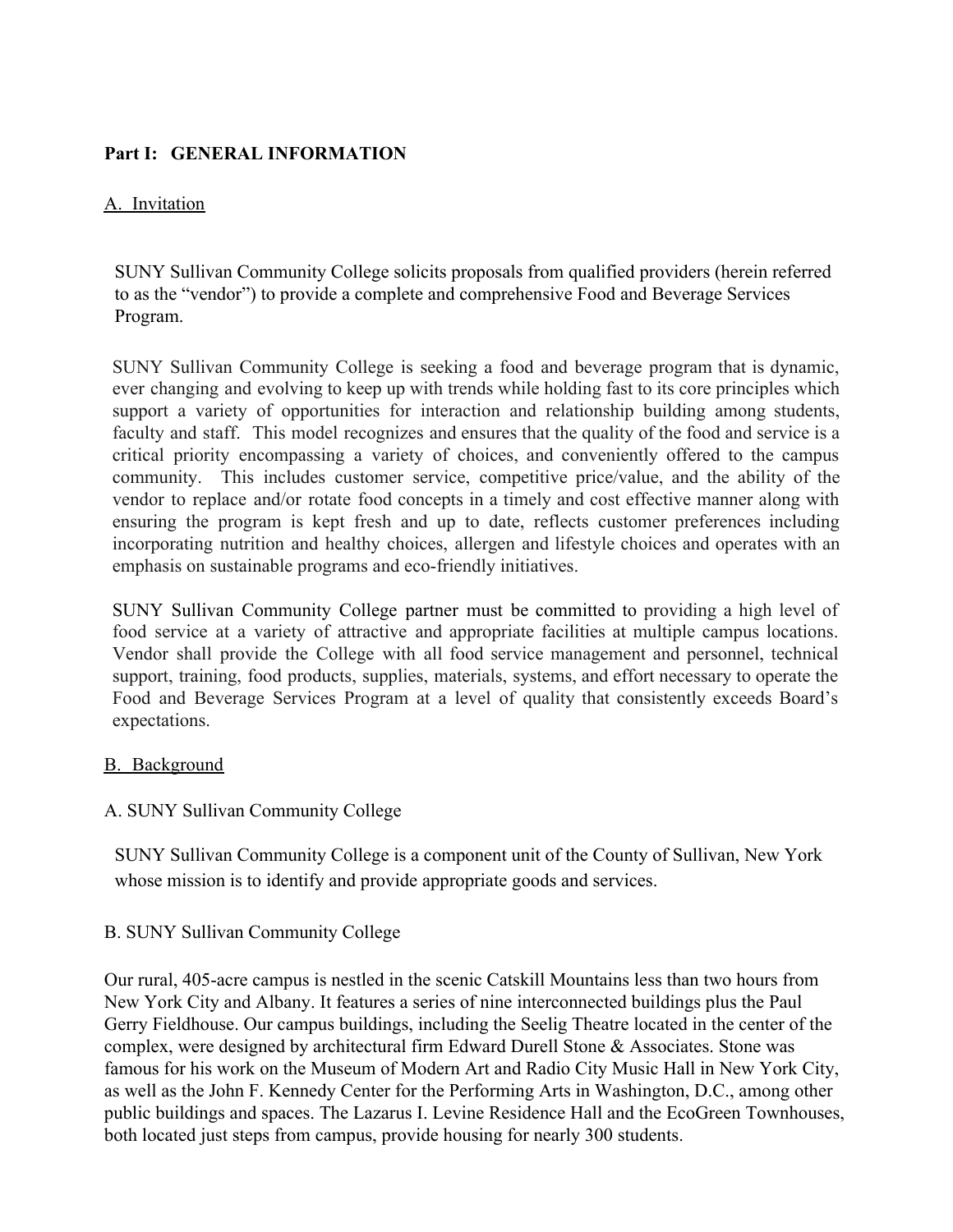## Part I: GENERAL INFORMATION

### A. Invitation

SUNY Sullivan Community College solicits proposals from qualified providers (herein referred to as the "vendor") to provide a complete and comprehensive Food and Beverage Services Program.

SUNY Sullivan Community College is seeking a food and beverage program that is dynamic, ever changing and evolving to keep up with trends while holding fast to its core principles which support a variety of opportunities for interaction and relationship building among students, faculty and staff. This model recognizes and ensures that the quality of the food and service is a critical priority encompassing a variety of choices, and conveniently offered to the campus community. This includes customer service, competitive price/value, and the ability of the vendor to replace and/or rotate food concepts in a timely and cost effective manner along with ensuring the program is kept fresh and up to date, reflects customer preferences including incorporating nutrition and healthy choices, allergen and lifestyle choices and operates with an emphasis on sustainable programs and eco-friendly initiatives.

SUNY Sullivan Community College partner must be committed to providing a high level of food service at a variety of attractive and appropriate facilities at multiple campus locations. Vendor shall provide the College with all food service management and personnel, technical support, training, food products, supplies, materials, systems, and effort necessary to operate the Food and Beverage Services Program at a level of quality that consistently exceeds Board's expectations.

### B. Background

A. SUNY Sullivan Community College

SUNY Sullivan Community College is a component unit of the County of Sullivan, New York whose mission is to identify and provide appropriate goods and services.

B. SUNY Sullivan Community College

Our rural, 405-acre campus is nestled in the scenic Catskill Mountains less than two hours from New York City and Albany. It features a series of nine interconnected buildings plus the Paul Gerry Fieldhouse. Our campus buildings, including the Seelig Theatre located in the center of the complex, were designed by architectural firm Edward Durell Stone & Associates. Stone was famous for his work on the Museum of Modern Art and Radio City Music Hall in New York City, as well as the John F. Kennedy Center for the Performing Arts in Washington, D.C., among other public buildings and spaces. The Lazarus I. Levine Residence Hall and the EcoGreen Townhouses, both located just steps from campus, provide housing for nearly 300 students.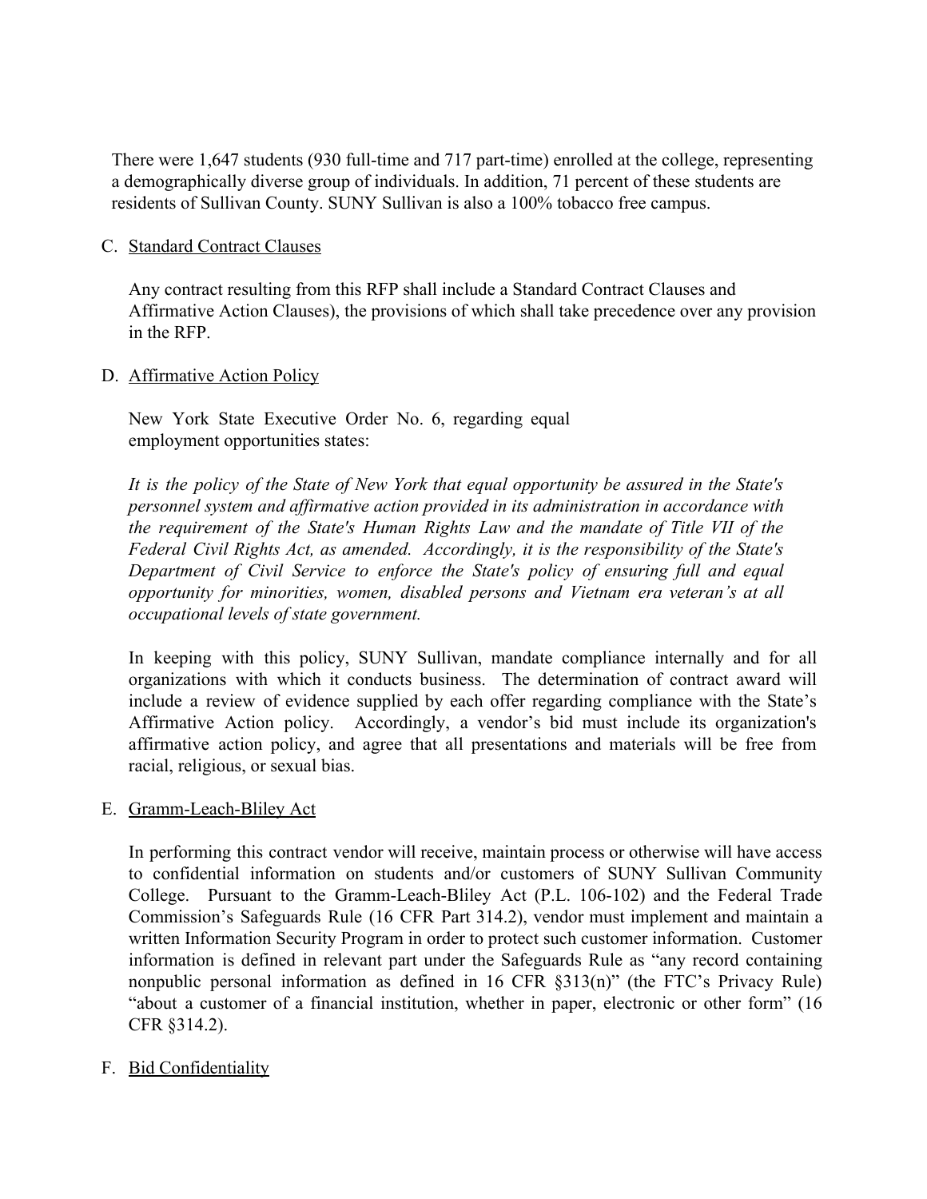There were 1,647 students (930 full-time and 717 part-time) enrolled at the college, representing a demographically diverse group of individuals. In addition, 71 percent of these students are residents of Sullivan County. SUNY Sullivan is also a 100% tobacco free campus.

C. Standard Contract Clauses

Any contract resulting from this RFP shall include a Standard Contract Clauses and Affirmative Action Clauses), the provisions of which shall take precedence over any provision in the RFP.

D. Affirmative Action Policy

New York State Executive Order No. 6, regarding equal employment opportunities states:

*It is the policy of the State of New York that equal opportunity be assured in the State's personnel system and affirmative action provided in its administration in accordance with the requirement of the State's Human Rights Law and the mandate of Title VII of the Federal Civil Rights Act, as amended. Accordingly, it is the responsibility of the State's Department of Civil Service to enforce the State's policy of ensuring full and equal opportunity for minorities, women, disabled persons and Vietnam era veteran's at all occupational levels of state government.*

In keeping with this policy, SUNY Sullivan, mandate compliance internally and for all organizations with which it conducts business. The determination of contract award will include a review of evidence supplied by each offer regarding compliance with the State's Affirmative Action policy. Accordingly, a vendor's bid must include its organization's affirmative action policy, and agree that all presentations and materials will be free from racial, religious, or sexual bias.

E. Gramm-Leach-Bliley Act

In performing this contract vendor will receive, maintain process or otherwise will have access to confidential information on students and/or customers of SUNY Sullivan Community College. Pursuant to the Gramm-Leach-Bliley Act (P.L. 106-102) and the Federal Trade Commission's Safeguards Rule (16 CFR Part 314.2), vendor must implement and maintain a written Information Security Program in order to protect such customer information. Customer information is defined in relevant part under the Safeguards Rule as "any record containing nonpublic personal information as defined in 16 CFR §313(n)" (the FTC's Privacy Rule) "about a customer of a financial institution, whether in paper, electronic or other form" (16 CFR §314.2).

F. Bid Confidentiality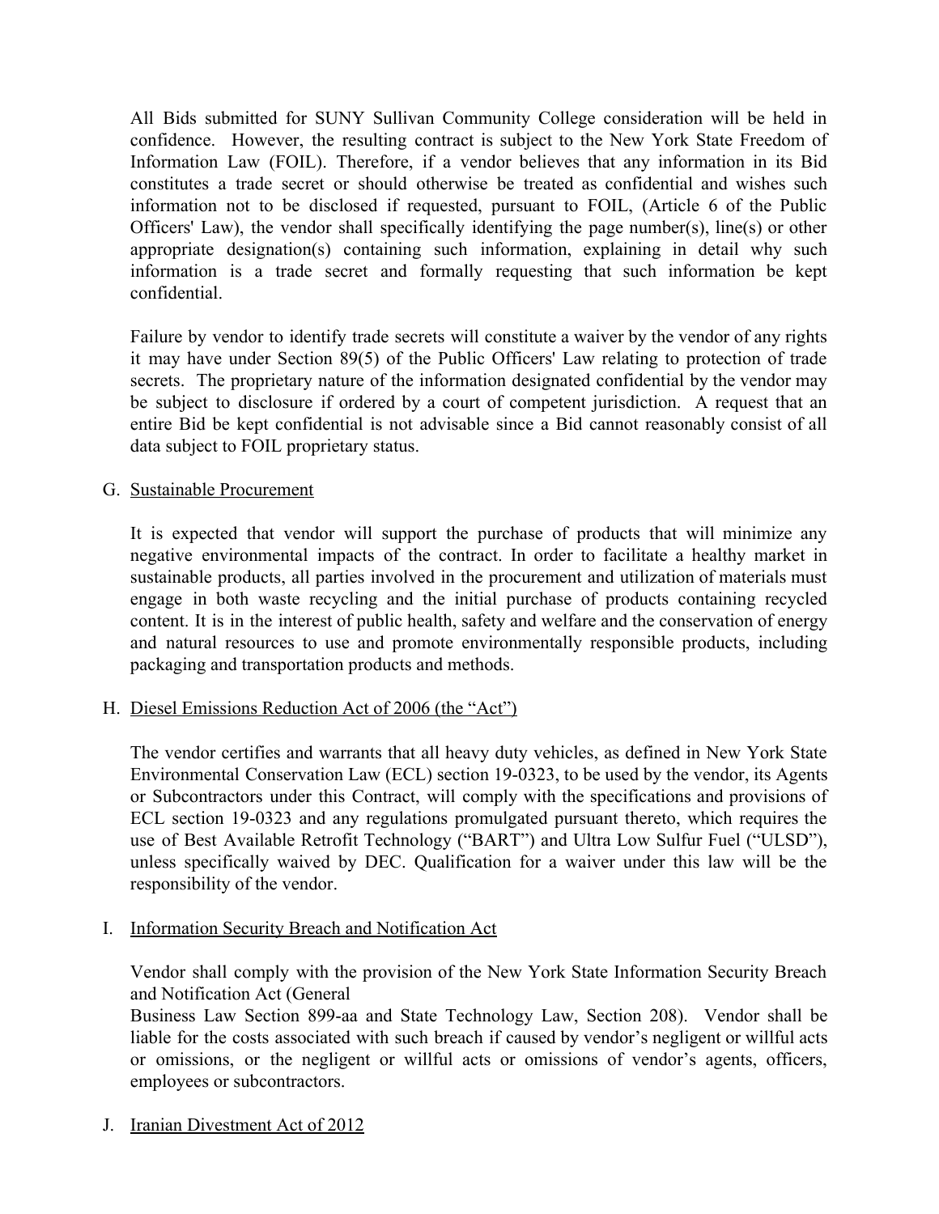All Bids submitted for SUNY Sullivan Community College consideration will be held in confidence. However, the resulting contract is subject to the New York State Freedom of Information Law (FOIL). Therefore, if a vendor believes that any information in its Bid constitutes a trade secret or should otherwise be treated as confidential and wishes such information not to be disclosed if requested, pursuant to FOIL, (Article 6 of the Public Officers' Law), the vendor shall specifically identifying the page number(s), line(s) or other appropriate designation(s) containing such information, explaining in detail why such information is a trade secret and formally requesting that such information be kept confidential.

Failure by vendor to identify trade secrets will constitute a waiver by the vendor of any rights it may have under Section 89(5) of the Public Officers' Law relating to protection of trade secrets. The proprietary nature of the information designated confidential by the vendor may be subject to disclosure if ordered by a court of competent jurisdiction. A request that an entire Bid be kept confidential is not advisable since a Bid cannot reasonably consist of all data subject to FOIL proprietary status.

G. Sustainable Procurement

It is expected that vendor will support the purchase of products that will minimize any negative environmental impacts of the contract. In order to facilitate a healthy market in sustainable products, all parties involved in the procurement and utilization of materials must engage in both waste recycling and the initial purchase of products containing recycled content. It is in the interest of public health, safety and welfare and the conservation of energy and natural resources to use and promote environmentally responsible products, including packaging and transportation products and methods.

H. Diesel Emissions Reduction Act of 2006 (the "Act")

The vendor certifies and warrants that all heavy duty vehicles, as defined in New York State Environmental Conservation Law (ECL) section 19-0323, to be used by the vendor, its Agents or Subcontractors under this Contract, will comply with the specifications and provisions of ECL section 19-0323 and any regulations promulgated pursuant thereto, which requires the use of Best Available Retrofit Technology ("BART") and Ultra Low Sulfur Fuel ("ULSD"), unless specifically waived by DEC. Qualification for a waiver under this law will be the responsibility of the vendor.

I. Information Security Breach and Notification Act

Vendor shall comply with the provision of the New York State Information Security Breach and Notification Act (General
Business Law Section 899-aa and State Technology Law, Section 208). Vendor shall be liable for the costs associated with such breach if caused by vendor's negligent or willful acts or omissions, or the negligent or willful acts or omissions of vendor's agents, officers, employees or subcontractors.

J. Iranian Divestment Act of 2012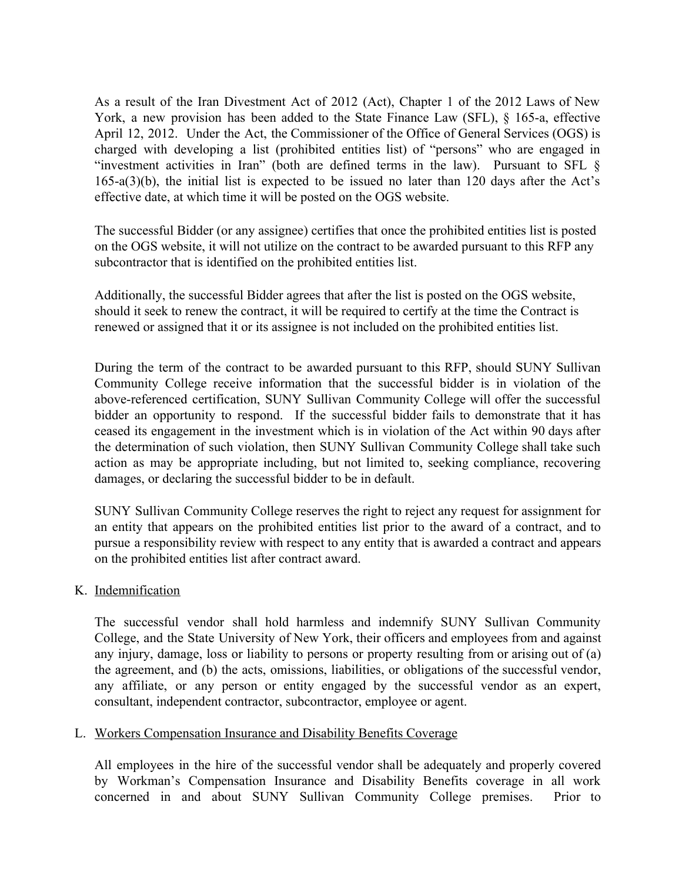As a result of the Iran Divestment Act of 2012 (Act), Chapter 1 of the 2012 Laws of New York, a new provision has been added to the State Finance Law (SFL), § 165-a, effective April 12, 2012. Under the Act, the Commissioner of the Office of General Services (OGS) is charged with developing a list (prohibited entities list) of "persons" who are engaged in "investment activities in Iran" (both are defined terms in the law). Pursuant to SFL § 165-a(3)(b), the initial list is expected to be issued no later than 120 days after the Act's effective date, at which time it will be posted on the OGS website.

The successful Bidder (or any assignee) certifies that once the prohibited entities list is posted on the OGS website, it will not utilize on the contract to be awarded pursuant to this RFP any subcontractor that is identified on the prohibited entities list.

Additionally, the successful Bidder agrees that after the list is posted on the OGS website, should it seek to renew the contract, it will be required to certify at the time the Contract is renewed or assigned that it or its assignee is not included on the prohibited entities list.

During the term of the contract to be awarded pursuant to this RFP, should SUNY Sullivan Community College receive information that the successful bidder is in violation of the above-referenced certification, SUNY Sullivan Community College will offer the successful bidder an opportunity to respond. If the successful bidder fails to demonstrate that it has ceased its engagement in the investment which is in violation of the Act within 90 days after the determination of such violation, then SUNY Sullivan Community College shall take such action as may be appropriate including, but not limited to, seeking compliance, recovering damages, or declaring the successful bidder to be in default.

SUNY Sullivan Community College reserves the right to reject any request for assignment for an entity that appears on the prohibited entities list prior to the award of a contract, and to pursue a responsibility review with respect to any entity that is awarded a contract and appears on the prohibited entities list after contract award.

K. Indemnification

The successful vendor shall hold harmless and indemnify SUNY Sullivan Community College, and the State University of New York, their officers and employees from and against any injury, damage, loss or liability to persons or property resulting from or arising out of (a) the agreement, and (b) the acts, omissions, liabilities, or obligations of the successful vendor, any affiliate, or any person or entity engaged by the successful vendor as an expert, consultant, independent contractor, subcontractor, employee or agent.

L. Workers Compensation Insurance and Disability Benefits Coverage

All employees in the hire of the successful vendor shall be adequately and properly covered by Workman's Compensation Insurance and Disability Benefits coverage in all work concerned in and about SUNY Sullivan Community College premises. Prior to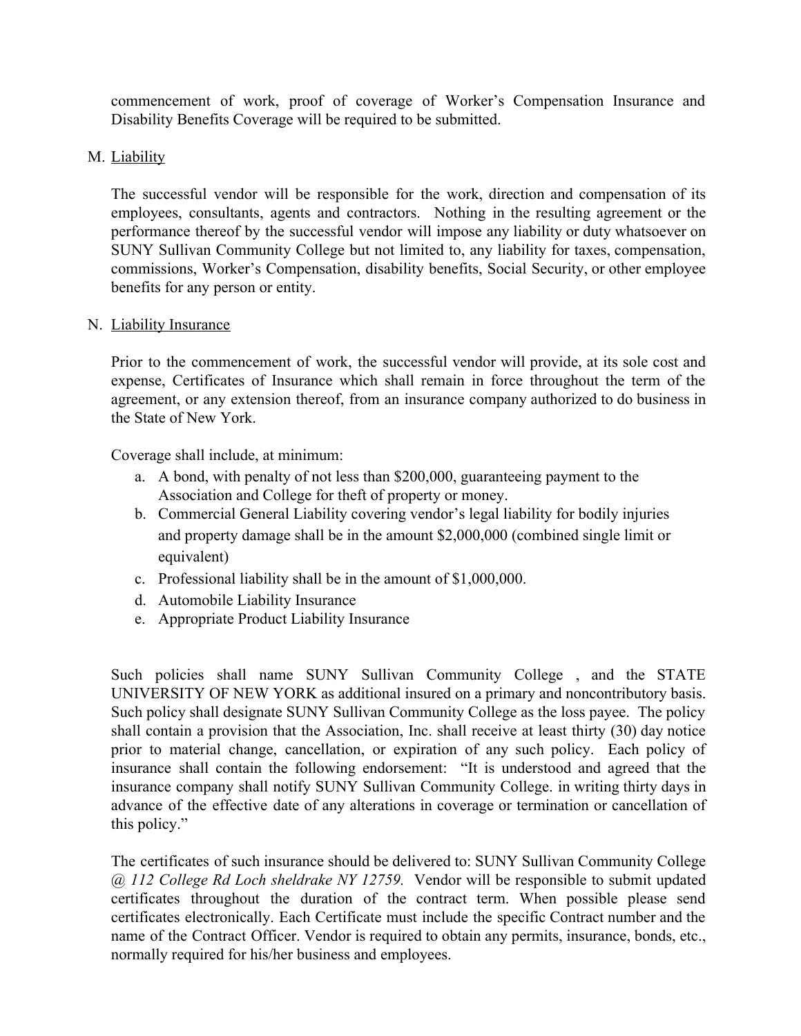commencement of work, proof of coverage of Worker's Compensation Insurance and Disability Benefits Coverage will be required to be submitted.

M. <u>Liability</u>

The successful vendor will be responsible for the work, direction and compensation of its employees, consultants, agents and contractors. Nothing in the resulting agreement or the performance thereof by the successful vendor will impose any liability or duty whatsoever on SUNY Sullivan Community College but not limited to, any liability for taxes, compensation, commissions, Worker's Compensation, disability benefits, Social Security, or other employee benefits for any person or entity.

N. <u>Liability Insurance</u>

Prior to the commencement of work, the successful vendor will provide, at its sole cost and expense, Certificates of Insurance which shall remain in force throughout the term of the agreement, or any extension thereof, from an insurance company authorized to do business in the State of New York.

Coverage shall include, at minimum:

a. A bond, with penalty of not less than $200,000, guaranteeing payment to the Association and College for theft of property or money.
b. Commercial General Liability covering vendor's legal liability for bodily injuries and property damage shall be in the amount $2,000,000 (combined single limit or equivalent)
c. Professional liability shall be in the amount of $1,000,000.
d. Automobile Liability Insurance
e. Appropriate Product Liability Insurance

Such policies shall name SUNY Sullivan Community College , and the STATE UNIVERSITY OF NEW YORK as additional insured on a primary and noncontributory basis. Such policy shall designate SUNY Sullivan Community College as the loss payee. The policy shall contain a provision that the Association, Inc. shall receive at least thirty (30) day notice prior to material change, cancellation, or expiration of any such policy. Each policy of insurance shall contain the following endorsement: "It is understood and agreed that the insurance company shall notify SUNY Sullivan Community College. in writing thirty days in advance of the effective date of any alterations in coverage or termination or cancellation of this policy."

The certificates of such insurance should be delivered to: SUNY Sullivan Community College *@ 112 College Rd Loch sheldrake NY 12759.* Vendor will be responsible to submit updated certificates throughout the duration of the contract term. When possible please send certificates electronically. Each Certificate must include the specific Contract number and the name of the Contract Officer. Vendor is required to obtain any permits, insurance, bonds, etc., normally required for his/her business and employees.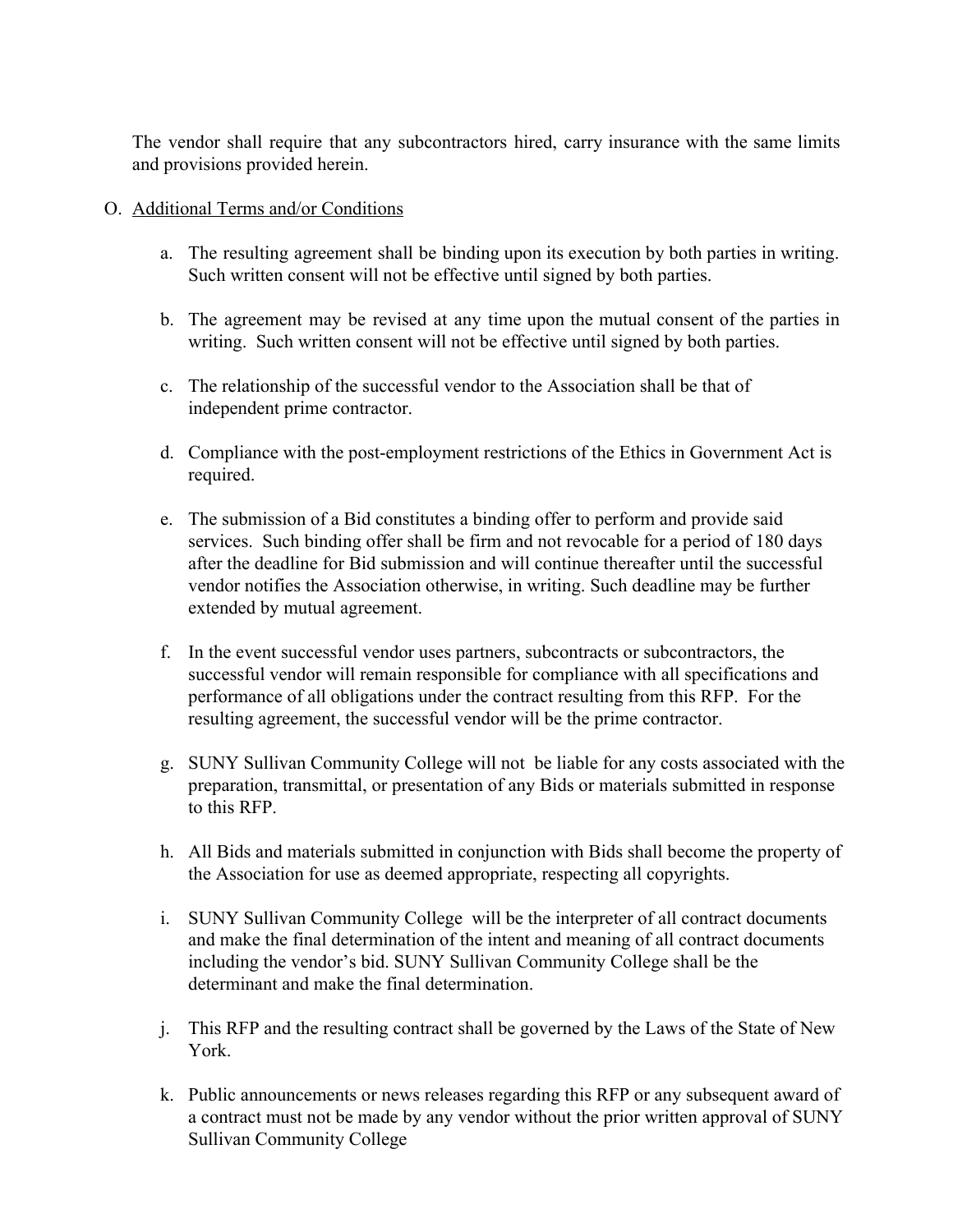The vendor shall require that any subcontractors hired, carry insurance with the same limits and provisions provided herein.

O. Additional Terms and/or Conditions

a. The resulting agreement shall be binding upon its execution by both parties in writing. Such written consent will not be effective until signed by both parties.

b. The agreement may be revised at any time upon the mutual consent of the parties in writing. Such written consent will not be effective until signed by both parties.

c. The relationship of the successful vendor to the Association shall be that of independent prime contractor.

d. Compliance with the post-employment restrictions of the Ethics in Government Act is required.

e. The submission of a Bid constitutes a binding offer to perform and provide said services. Such binding offer shall be firm and not revocable for a period of 180 days after the deadline for Bid submission and will continue thereafter until the successful vendor notifies the Association otherwise, in writing. Such deadline may be further extended by mutual agreement.

f. In the event successful vendor uses partners, subcontracts or subcontractors, the successful vendor will remain responsible for compliance with all specifications and performance of all obligations under the contract resulting from this RFP. For the resulting agreement, the successful vendor will be the prime contractor.

g. SUNY Sullivan Community College will not be liable for any costs associated with the preparation, transmittal, or presentation of any Bids or materials submitted in response to this RFP.

h. All Bids and materials submitted in conjunction with Bids shall become the property of the Association for use as deemed appropriate, respecting all copyrights.

i. SUNY Sullivan Community College will be the interpreter of all contract documents and make the final determination of the intent and meaning of all contract documents including the vendor's bid. SUNY Sullivan Community College shall be the determinant and make the final determination.

j. This RFP and the resulting contract shall be governed by the Laws of the State of New York.

k. Public announcements or news releases regarding this RFP or any subsequent award of a contract must not be made by any vendor without the prior written approval of SUNY Sullivan Community College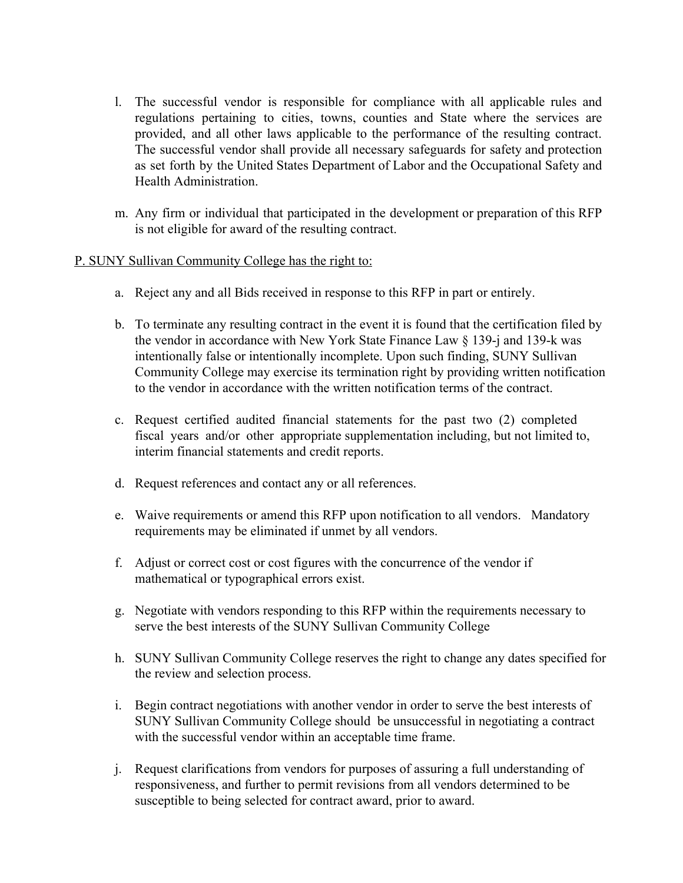l. The successful vendor is responsible for compliance with all applicable rules and regulations pertaining to cities, towns, counties and State where the services are provided, and all other laws applicable to the performance of the resulting contract. The successful vendor shall provide all necessary safeguards for safety and protection as set forth by the United States Department of Labor and the Occupational Safety and Health Administration.

m. Any firm or individual that participated in the development or preparation of this RFP is not eligible for award of the resulting contract.

P. SUNY Sullivan Community College has the right to:

a. Reject any and all Bids received in response to this RFP in part or entirely.

b. To terminate any resulting contract in the event it is found that the certification filed by the vendor in accordance with New York State Finance Law § 139-j and 139-k was intentionally false or intentionally incomplete. Upon such finding, SUNY Sullivan Community College may exercise its termination right by providing written notification to the vendor in accordance with the written notification terms of the contract.

c. Request certified audited financial statements for the past two (2) completed fiscal years and/or other appropriate supplementation including, but not limited to, interim financial statements and credit reports.

d. Request references and contact any or all references.

e. Waive requirements or amend this RFP upon notification to all vendors. Mandatory requirements may be eliminated if unmet by all vendors.

f. Adjust or correct cost or cost figures with the concurrence of the vendor if mathematical or typographical errors exist.

g. Negotiate with vendors responding to this RFP within the requirements necessary to serve the best interests of the SUNY Sullivan Community College

h. SUNY Sullivan Community College reserves the right to change any dates specified for the review and selection process.

i. Begin contract negotiations with another vendor in order to serve the best interests of SUNY Sullivan Community College should be unsuccessful in negotiating a contract with the successful vendor within an acceptable time frame.

j. Request clarifications from vendors for purposes of assuring a full understanding of responsiveness, and further to permit revisions from all vendors determined to be susceptible to being selected for contract award, prior to award.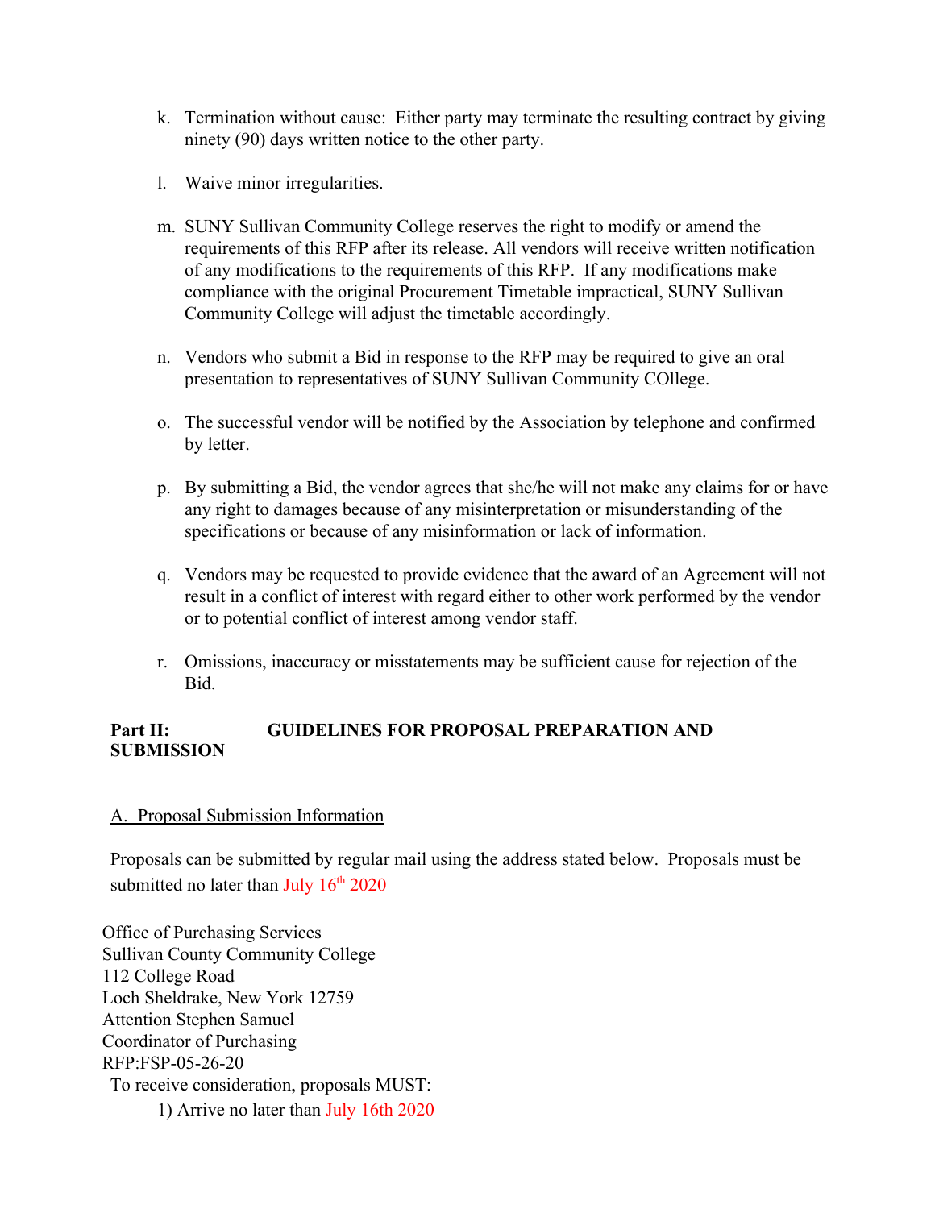k. Termination without cause: Either party may terminate the resulting contract by giving ninety (90) days written notice to the other party.

l. Waive minor irregularities.

m. SUNY Sullivan Community College reserves the right to modify or amend the requirements of this RFP after its release. All vendors will receive written notification of any modifications to the requirements of this RFP. If any modifications make compliance with the original Procurement Timetable impractical, SUNY Sullivan Community College will adjust the timetable accordingly.

n. Vendors who submit a Bid in response to the RFP may be required to give an oral presentation to representatives of SUNY Sullivan Community COllege.

o. The successful vendor will be notified by the Association by telephone and confirmed by letter.

p. By submitting a Bid, the vendor agrees that she/he will not make any claims for or have any right to damages because of any misinterpretation or misunderstanding of the specifications or because of any misinformation or lack of information.

q. Vendors may be requested to provide evidence that the award of an Agreement will not result in a conflict of interest with regard either to other work performed by the vendor or to potential conflict of interest among vendor staff.

r. Omissions, inaccuracy or misstatements may be sufficient cause for rejection of the Bid.

## Part II: GUIDELINES FOR PROPOSAL PREPARATION AND SUBMISSION

A. Proposal Submission Information

Proposals can be submitted by regular mail using the address stated below. Proposals must be submitted no later than July 16th 2020

Office of Purchasing Services
Sullivan County Community College
112 College Road
Loch Sheldrake, New York 12759
Attention Stephen Samuel
Coordinator of Purchasing
RFP:FSP-05-26-20

To receive consideration, proposals MUST:

1) Arrive no later than July 16th 2020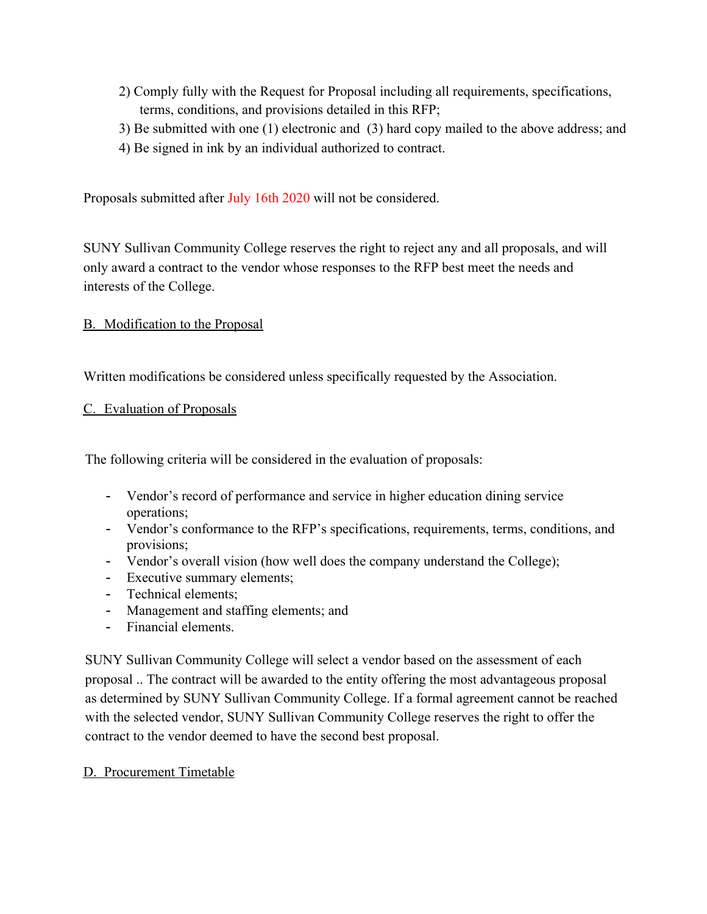2) Comply fully with the Request for Proposal including all requirements, specifications, terms, conditions, and provisions detailed in this RFP;
3) Be submitted with one (1) electronic and (3) hard copy mailed to the above address; and
4) Be signed in ink by an individual authorized to contract.

Proposals submitted after July 16th 2020 will not be considered.

SUNY Sullivan Community College reserves the right to reject any and all proposals, and will only award a contract to the vendor whose responses to the RFP best meet the needs and interests of the College.

B. Modification to the Proposal

Written modifications be considered unless specifically requested by the Association.

C. Evaluation of Proposals

The following criteria will be considered in the evaluation of proposals:

- Vendor's record of performance and service in higher education dining service operations;
- Vendor's conformance to the RFP's specifications, requirements, terms, conditions, and provisions;
- Vendor's overall vision (how well does the company understand the College);
- Executive summary elements;
- Technical elements;
- Management and staffing elements; and
- Financial elements.

SUNY Sullivan Community College will select a vendor based on the assessment of each proposal .. The contract will be awarded to the entity offering the most advantageous proposal as determined by SUNY Sullivan Community College. If a formal agreement cannot be reached with the selected vendor, SUNY Sullivan Community College reserves the right to offer the contract to the vendor deemed to have the second best proposal.

D. Procurement Timetable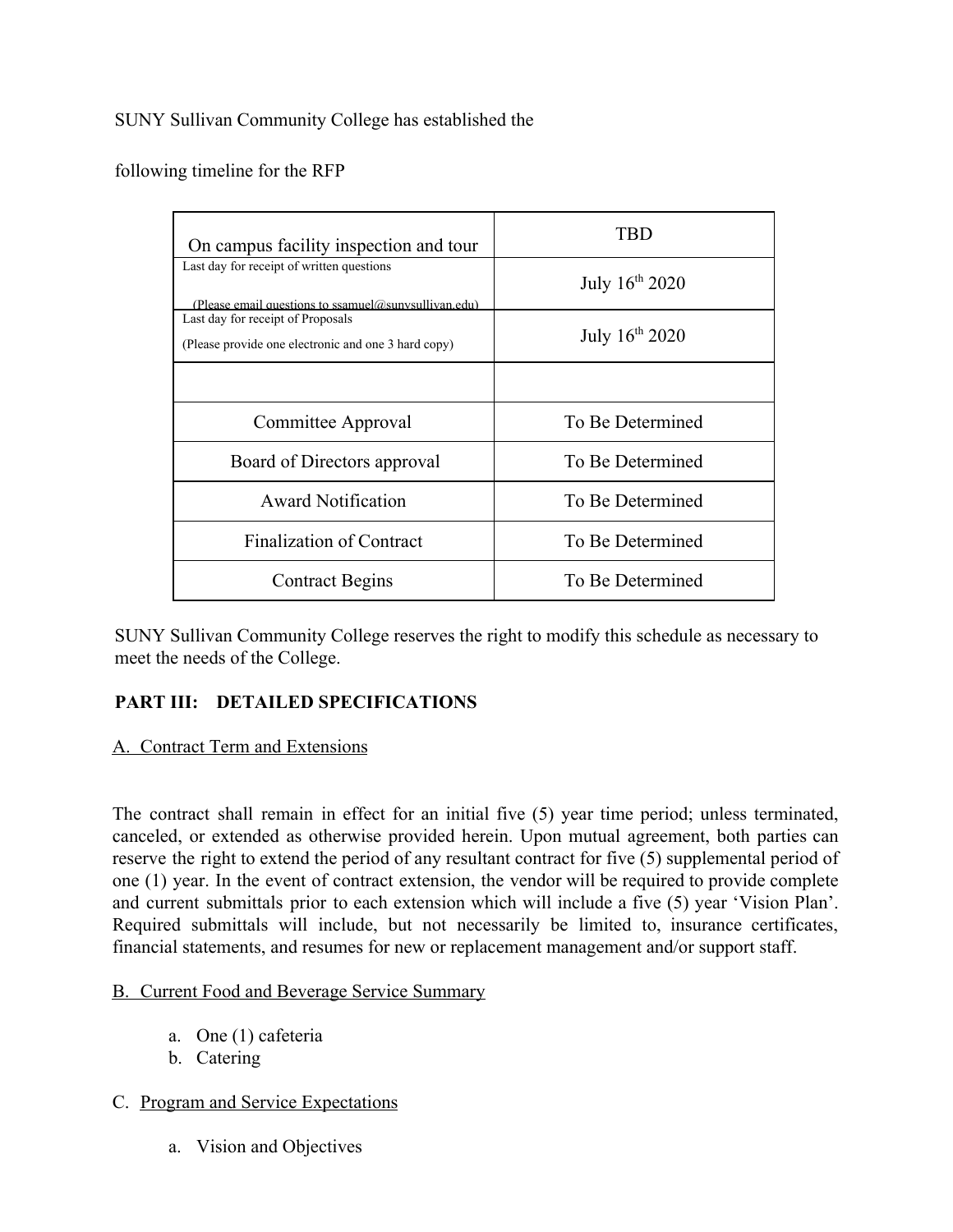SUNY Sullivan Community College has established the

following timeline for the RFP

| | |
|---|---|
| On campus facility inspection and tour | TBD |
| Last day for receipt of written questions (Please email questions to ssamuel@sunysullivan.edu) | July 16th 2020 |
| Last day for receipt of Proposals (Please provide one electronic and one 3 hard copy) | July 16th 2020 |
| | |
| Committee Approval | To Be Determined |
| Board of Directors approval | To Be Determined |
| Award Notification | To Be Determined |
| Finalization of Contract | To Be Determined |
| Contract Begins | To Be Determined |

SUNY Sullivan Community College reserves the right to modify this schedule as necessary to meet the needs of the College.

## PART III: DETAILED SPECIFICATIONS

A. Contract Term and Extensions

The contract shall remain in effect for an initial five (5) year time period; unless terminated, canceled, or extended as otherwise provided herein. Upon mutual agreement, both parties can reserve the right to extend the period of any resultant contract for five (5) supplemental period of one (1) year. In the event of contract extension, the vendor will be required to provide complete and current submittals prior to each extension which will include a five (5) year 'Vision Plan'. Required submittals will include, but not necessarily be limited to, insurance certificates, financial statements, and resumes for new or replacement management and/or support staff.

B. Current Food and Beverage Service Summary

a. One (1) cafeteria
b. Catering

C. Program and Service Expectations

a. Vision and Objectives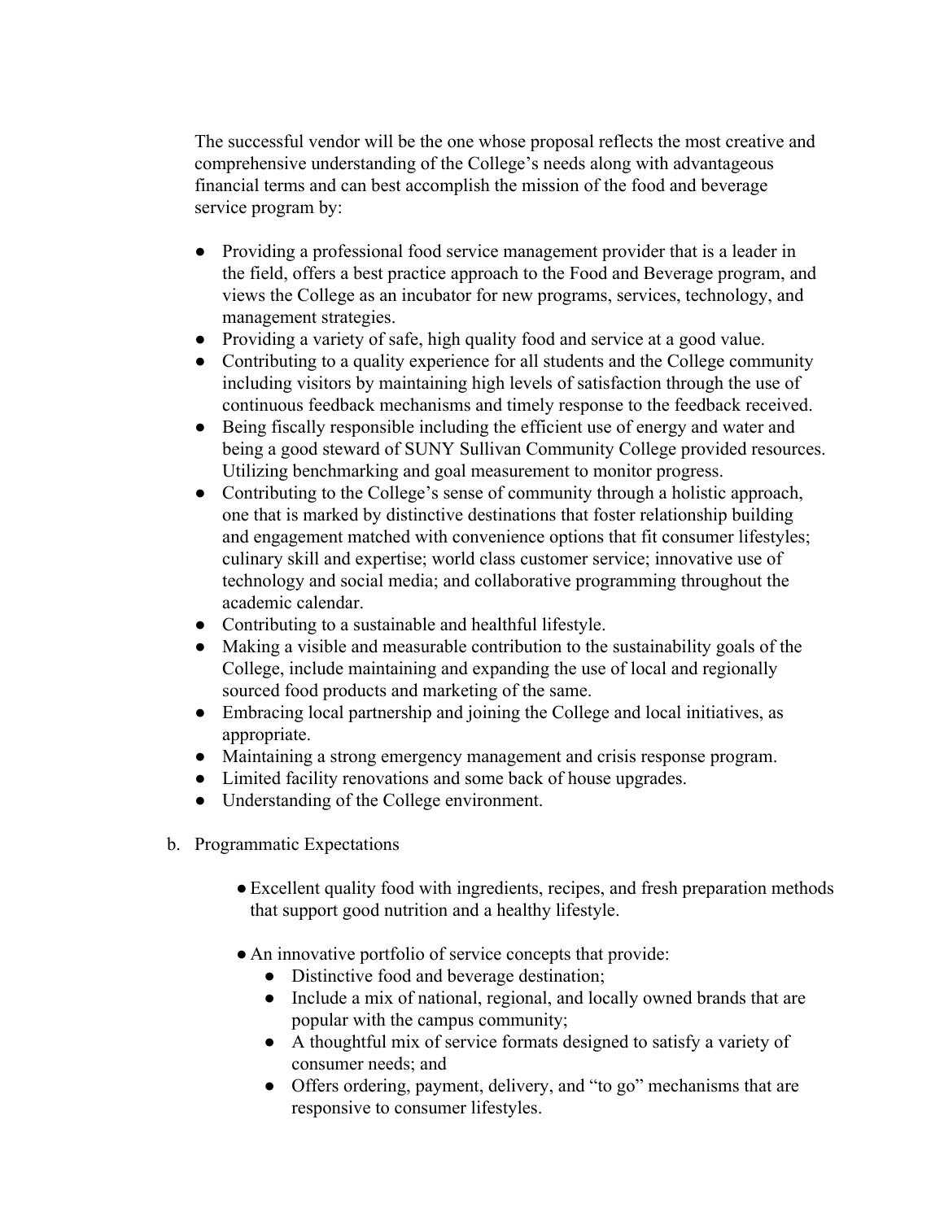The successful vendor will be the one whose proposal reflects the most creative and comprehensive understanding of the College's needs along with advantageous financial terms and can best accomplish the mission of the food and beverage service program by:

- Providing a professional food service management provider that is a leader in the field, offers a best practice approach to the Food and Beverage program, and views the College as an incubator for new programs, services, technology, and management strategies.
- Providing a variety of safe, high quality food and service at a good value.
- Contributing to a quality experience for all students and the College community including visitors by maintaining high levels of satisfaction through the use of continuous feedback mechanisms and timely response to the feedback received.
- Being fiscally responsible including the efficient use of energy and water and being a good steward of SUNY Sullivan Community College provided resources. Utilizing benchmarking and goal measurement to monitor progress.
- Contributing to the College's sense of community through a holistic approach, one that is marked by distinctive destinations that foster relationship building and engagement matched with convenience options that fit consumer lifestyles; culinary skill and expertise; world class customer service; innovative use of technology and social media; and collaborative programming throughout the academic calendar.
- Contributing to a sustainable and healthful lifestyle.
- Making a visible and measurable contribution to the sustainability goals of the College, include maintaining and expanding the use of local and regionally sourced food products and marketing of the same.
- Embracing local partnership and joining the College and local initiatives, as appropriate.
- Maintaining a strong emergency management and crisis response program.
- Limited facility renovations and some back of house upgrades.
- Understanding of the College environment.

b. Programmatic Expectations

- Excellent quality food with ingredients, recipes, and fresh preparation methods that support good nutrition and a healthy lifestyle.

- An innovative portfolio of service concepts that provide:
    - Distinctive food and beverage destination;
    - Include a mix of national, regional, and locally owned brands that are popular with the campus community;
    - A thoughtful mix of service formats designed to satisfy a variety of consumer needs; and
    - Offers ordering, payment, delivery, and "to go" mechanisms that are responsive to consumer lifestyles.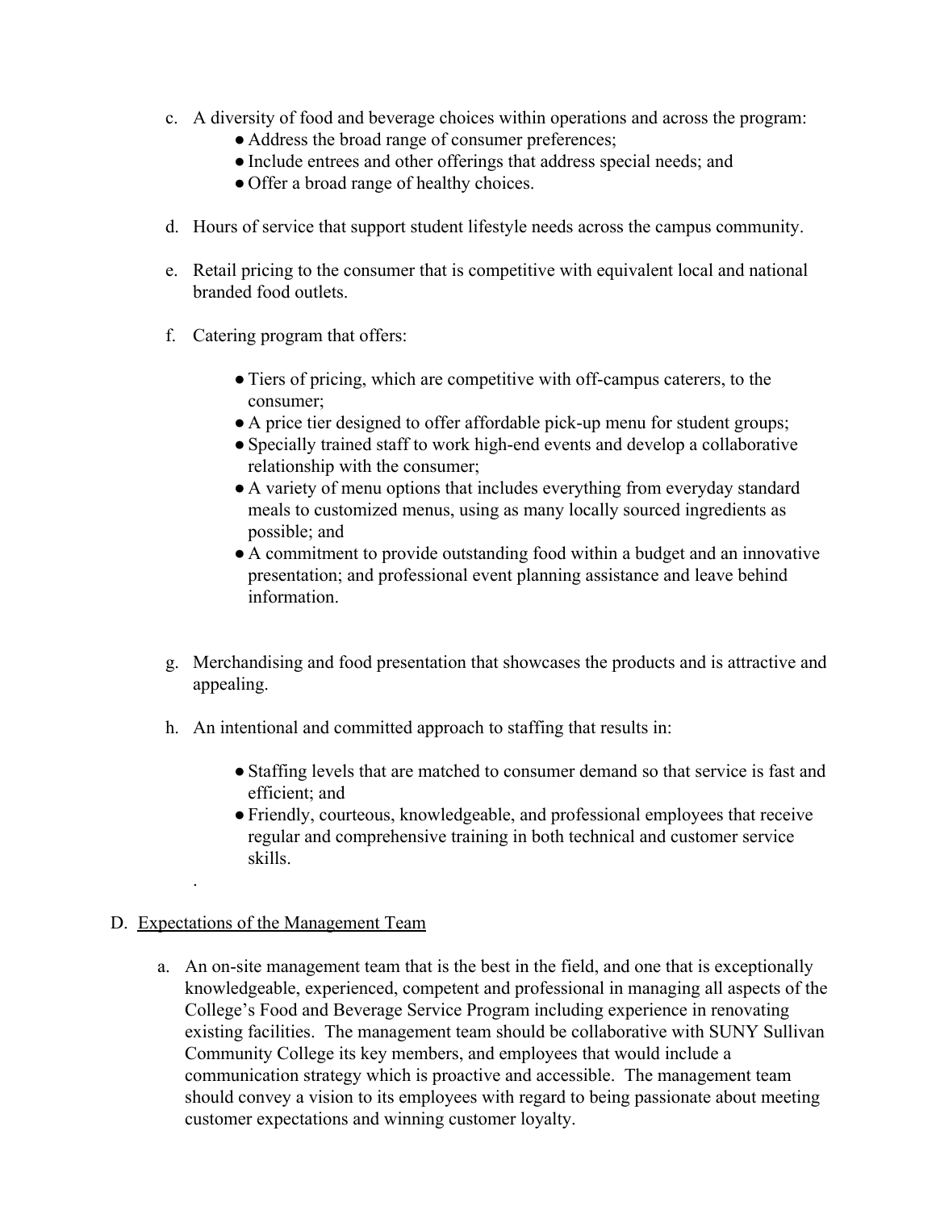c. A diversity of food and beverage choices within operations and across the program:
    - Address the broad range of consumer preferences;
    - Include entrees and other offerings that address special needs; and
    - Offer a broad range of healthy choices.

d. Hours of service that support student lifestyle needs across the campus community.

e. Retail pricing to the consumer that is competitive with equivalent local and national branded food outlets.

f. Catering program that offers:

    - Tiers of pricing, which are competitive with off-campus caterers, to the consumer;
    - A price tier designed to offer affordable pick-up menu for student groups;
    - Specially trained staff to work high-end events and develop a collaborative relationship with the consumer;
    - A variety of menu options that includes everything from everyday standard meals to customized menus, using as many locally sourced ingredients as possible; and
    - A commitment to provide outstanding food within a budget and an innovative presentation; and professional event planning assistance and leave behind information.

g. Merchandising and food presentation that showcases the products and is attractive and appealing.

h. An intentional and committed approach to staffing that results in:

    - Staffing levels that are matched to consumer demand so that service is fast and efficient; and
    - Friendly, courteous, knowledgeable, and professional employees that receive regular and comprehensive training in both technical and customer service skills.

.

D. Expectations of the Management Team

a. An on-site management team that is the best in the field, and one that is exceptionally knowledgeable, experienced, competent and professional in managing all aspects of the College's Food and Beverage Service Program including experience in renovating existing facilities. The management team should be collaborative with SUNY Sullivan Community College its key members, and employees that would include a communication strategy which is proactive and accessible. The management team should convey a vision to its employees with regard to being passionate about meeting customer expectations and winning customer loyalty.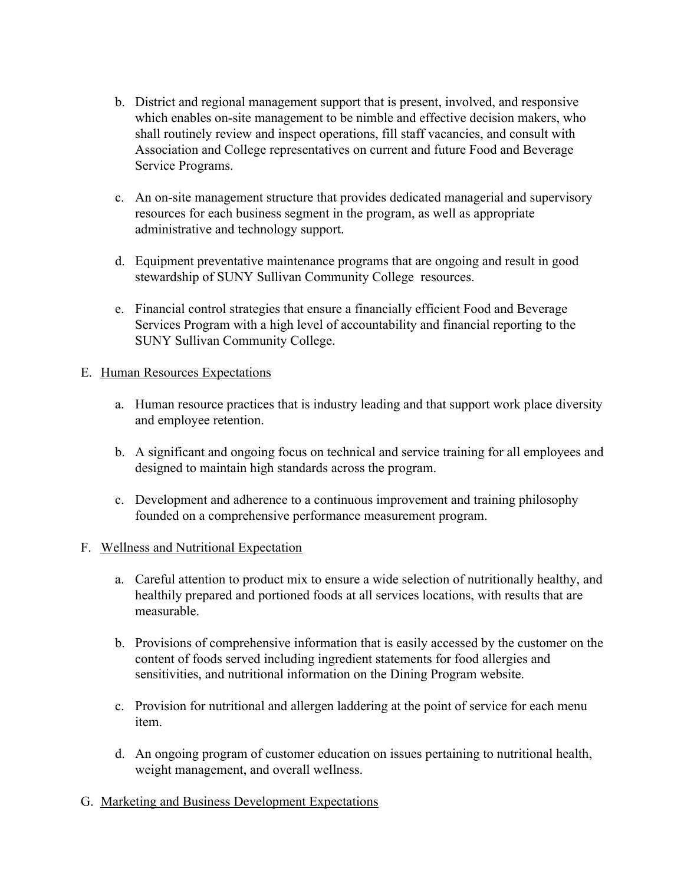b. District and regional management support that is present, involved, and responsive which enables on-site management to be nimble and effective decision makers, who shall routinely review and inspect operations, fill staff vacancies, and consult with Association and College representatives on current and future Food and Beverage Service Programs.

c. An on-site management structure that provides dedicated managerial and supervisory resources for each business segment in the program, as well as appropriate administrative and technology support.

d. Equipment preventative maintenance programs that are ongoing and result in good stewardship of SUNY Sullivan Community College  resources.

e. Financial control strategies that ensure a financially efficient Food and Beverage Services Program with a high level of accountability and financial reporting to the SUNY Sullivan Community College.

E. Human Resources Expectations

a. Human resource practices that is industry leading and that support work place diversity and employee retention.

b. A significant and ongoing focus on technical and service training for all employees and designed to maintain high standards across the program.

c. Development and adherence to a continuous improvement and training philosophy founded on a comprehensive performance measurement program.

F. Wellness and Nutritional Expectation

a. Careful attention to product mix to ensure a wide selection of nutritionally healthy, and healthily prepared and portioned foods at all services locations, with results that are measurable.

b. Provisions of comprehensive information that is easily accessed by the customer on the content of foods served including ingredient statements for food allergies and sensitivities, and nutritional information on the Dining Program website.

c. Provision for nutritional and allergen laddering at the point of service for each menu item.

d. An ongoing program of customer education on issues pertaining to nutritional health, weight management, and overall wellness.

G. Marketing and Business Development Expectations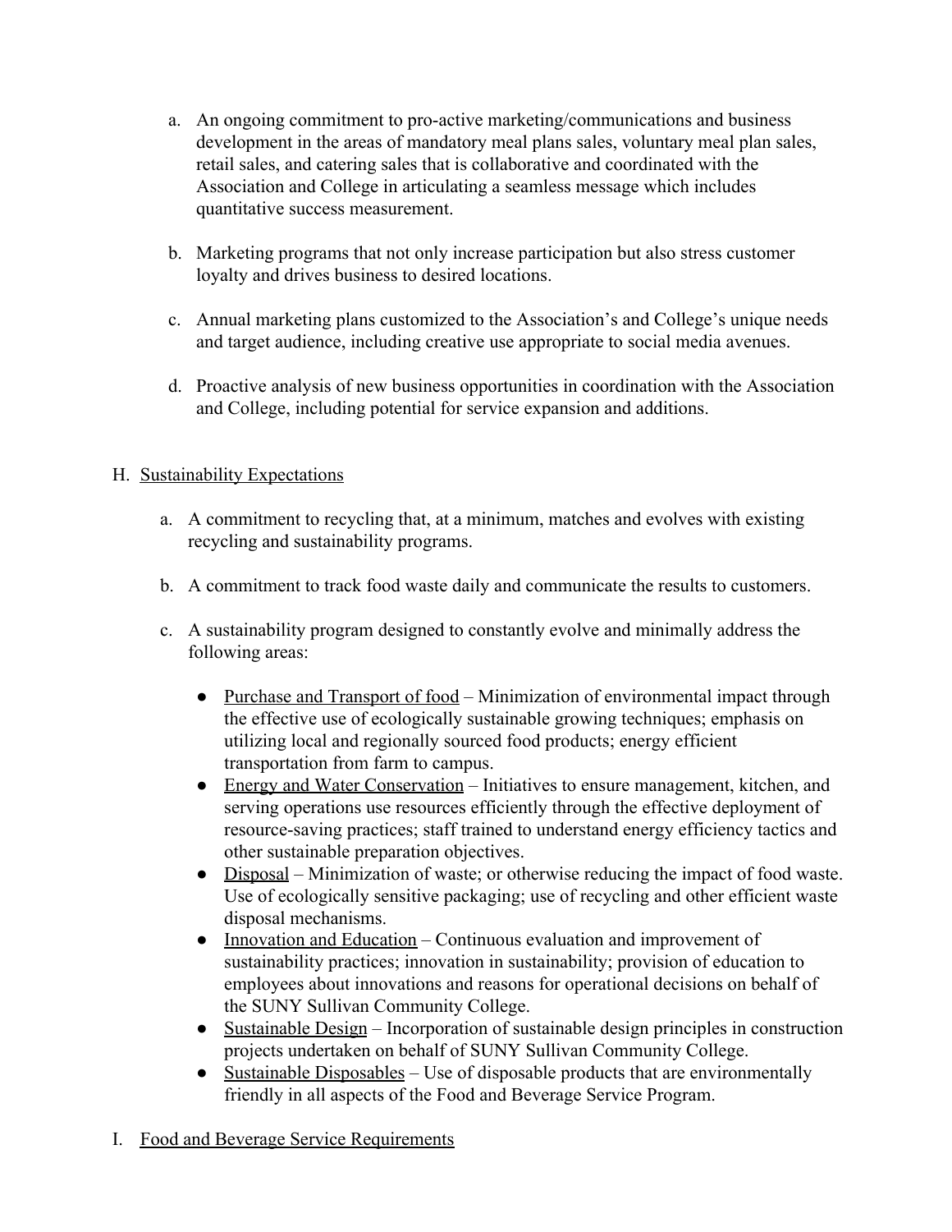a. An ongoing commitment to pro-active marketing/communications and business development in the areas of mandatory meal plans sales, voluntary meal plan sales, retail sales, and catering sales that is collaborative and coordinated with the Association and College in articulating a seamless message which includes quantitative success measurement.

b. Marketing programs that not only increase participation but also stress customer loyalty and drives business to desired locations.

c. Annual marketing plans customized to the Association's and College's unique needs and target audience, including creative use appropriate to social media avenues.

d. Proactive analysis of new business opportunities in coordination with the Association and College, including potential for service expansion and additions.

H. <u>Sustainability Expectations</u>

a. A commitment to recycling that, at a minimum, matches and evolves with existing recycling and sustainability programs.

b. A commitment to track food waste daily and communicate the results to customers.

c. A sustainability program designed to constantly evolve and minimally address the following areas:

- <u>Purchase and Transport of food</u> – Minimization of environmental impact through the effective use of ecologically sustainable growing techniques; emphasis on utilizing local and regionally sourced food products; energy efficient transportation from farm to campus.
- <u>Energy and Water Conservation</u> – Initiatives to ensure management, kitchen, and serving operations use resources efficiently through the effective deployment of resource-saving practices; staff trained to understand energy efficiency tactics and other sustainable preparation objectives.
- <u>Disposal</u> – Minimization of waste; or otherwise reducing the impact of food waste. Use of ecologically sensitive packaging; use of recycling and other efficient waste disposal mechanisms.
- <u>Innovation and Education</u> – Continuous evaluation and improvement of sustainability practices; innovation in sustainability; provision of education to employees about innovations and reasons for operational decisions on behalf of the SUNY Sullivan Community College.
- <u>Sustainable Design</u> – Incorporation of sustainable design principles in construction projects undertaken on behalf of SUNY Sullivan Community College.
- <u>Sustainable Disposables</u> – Use of disposable products that are environmentally friendly in all aspects of the Food and Beverage Service Program.

I. <u>Food and Beverage Service Requirements</u>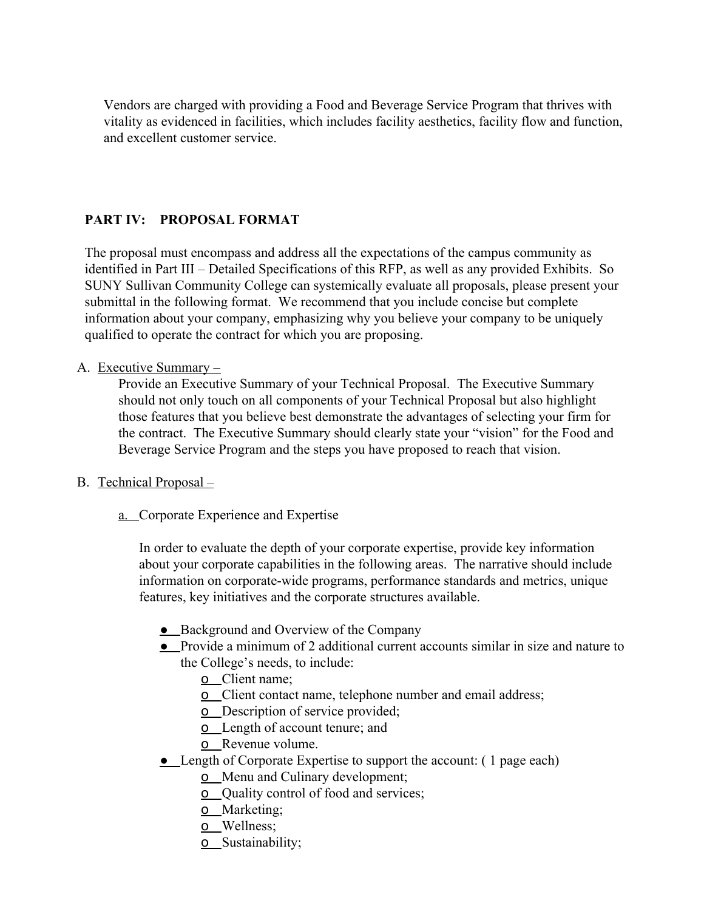Vendors are charged with providing a Food and Beverage Service Program that thrives with vitality as evidenced in facilities, which includes facility aesthetics, facility flow and function, and excellent customer service.

## PART IV: PROPOSAL FORMAT

The proposal must encompass and address all the expectations of the campus community as identified in Part III – Detailed Specifications of this RFP, as well as any provided Exhibits. So SUNY Sullivan Community College can systemically evaluate all proposals, please present your submittal in the following format. We recommend that you include concise but complete information about your company, emphasizing why you believe your company to be uniquely qualified to operate the contract for which you are proposing.

A. Executive Summary –

Provide an Executive Summary of your Technical Proposal. The Executive Summary should not only touch on all components of your Technical Proposal but also highlight those features that you believe best demonstrate the advantages of selecting your firm for the contract. The Executive Summary should clearly state your "vision" for the Food and Beverage Service Program and the steps you have proposed to reach that vision.

B. Technical Proposal –

a. Corporate Experience and Expertise

In order to evaluate the depth of your corporate expertise, provide key information about your corporate capabilities in the following areas. The narrative should include information on corporate-wide programs, performance standards and metrics, unique features, key initiatives and the corporate structures available.

- Background and Overview of the Company
- Provide a minimum of 2 additional current accounts similar in size and nature to the College's needs, to include:
  - Client name;
  - Client contact name, telephone number and email address;
  - Description of service provided;
  - Length of account tenure; and
  - Revenue volume.
- Length of Corporate Expertise to support the account: ( 1 page each)
  - Menu and Culinary development;
  - Quality control of food and services;
  - Marketing;
  - Wellness;
  - Sustainability;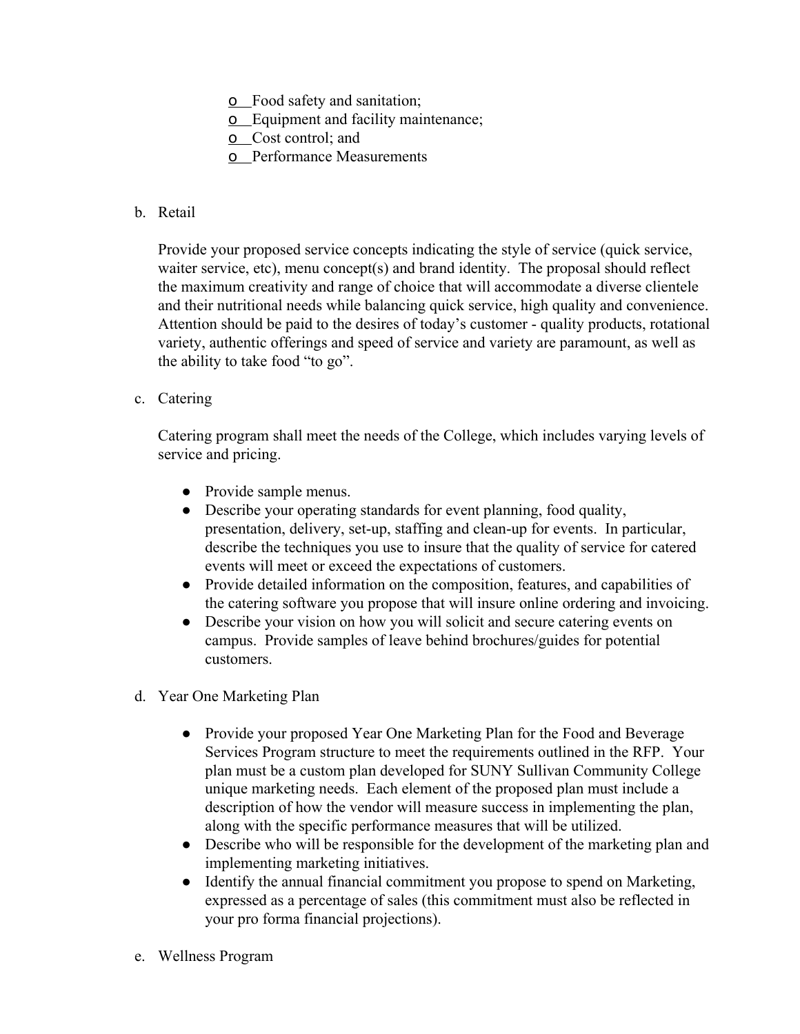- Food safety and sanitation;
- Equipment and facility maintenance;
- Cost control; and
- Performance Measurements

b. Retail

Provide your proposed service concepts indicating the style of service (quick service, waiter service, etc), menu concept(s) and brand identity. The proposal should reflect the maximum creativity and range of choice that will accommodate a diverse clientele and their nutritional needs while balancing quick service, high quality and convenience. Attention should be paid to the desires of today's customer - quality products, rotational variety, authentic offerings and speed of service and variety are paramount, as well as the ability to take food "to go".

c. Catering

Catering program shall meet the needs of the College, which includes varying levels of service and pricing.

- Provide sample menus.
- Describe your operating standards for event planning, food quality, presentation, delivery, set-up, staffing and clean-up for events. In particular, describe the techniques you use to insure that the quality of service for catered events will meet or exceed the expectations of customers.
- Provide detailed information on the composition, features, and capabilities of the catering software you propose that will insure online ordering and invoicing.
- Describe your vision on how you will solicit and secure catering events on campus. Provide samples of leave behind brochures/guides for potential customers.

d. Year One Marketing Plan

- Provide your proposed Year One Marketing Plan for the Food and Beverage Services Program structure to meet the requirements outlined in the RFP. Your plan must be a custom plan developed for SUNY Sullivan Community College unique marketing needs. Each element of the proposed plan must include a description of how the vendor will measure success in implementing the plan, along with the specific performance measures that will be utilized.
- Describe who will be responsible for the development of the marketing plan and implementing marketing initiatives.
- Identify the annual financial commitment you propose to spend on Marketing, expressed as a percentage of sales (this commitment must also be reflected in your pro forma financial projections).

e. Wellness Program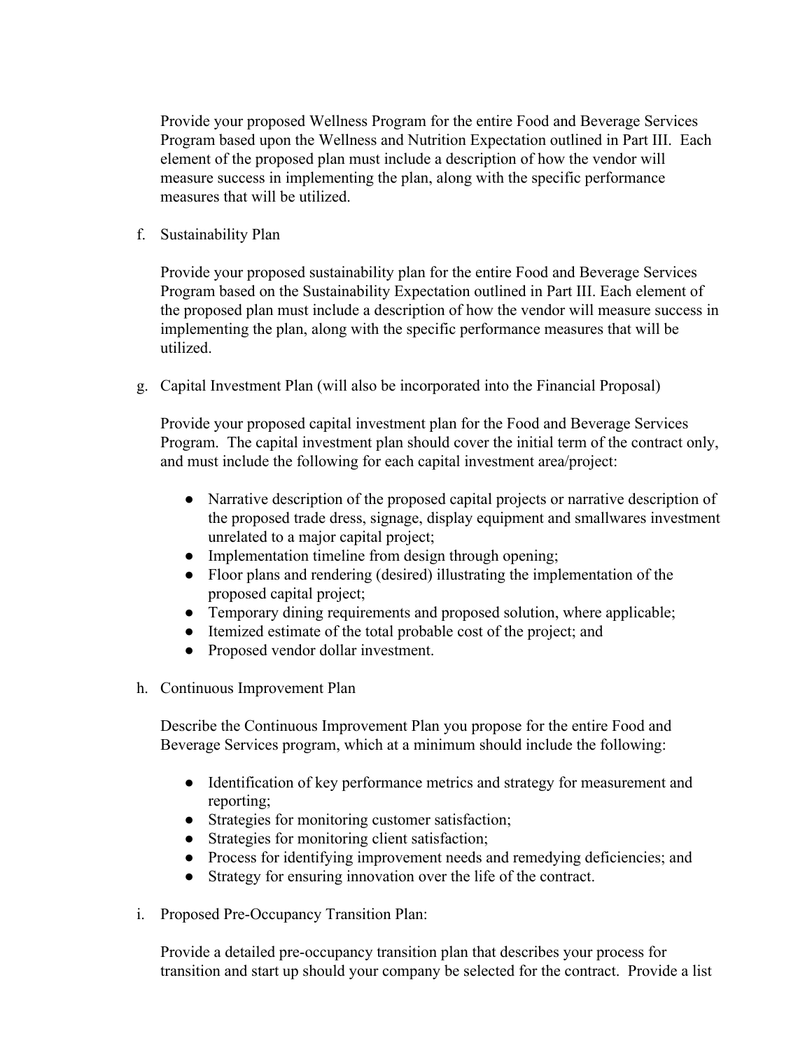Provide your proposed Wellness Program for the entire Food and Beverage Services Program based upon the Wellness and Nutrition Expectation outlined in Part III. Each element of the proposed plan must include a description of how the vendor will measure success in implementing the plan, along with the specific performance measures that will be utilized.

f. Sustainability Plan

Provide your proposed sustainability plan for the entire Food and Beverage Services Program based on the Sustainability Expectation outlined in Part III. Each element of the proposed plan must include a description of how the vendor will measure success in implementing the plan, along with the specific performance measures that will be utilized.

g. Capital Investment Plan (will also be incorporated into the Financial Proposal)

Provide your proposed capital investment plan for the Food and Beverage Services Program. The capital investment plan should cover the initial term of the contract only, and must include the following for each capital investment area/project:

- Narrative description of the proposed capital projects or narrative description of the proposed trade dress, signage, display equipment and smallwares investment unrelated to a major capital project;
- Implementation timeline from design through opening;
- Floor plans and rendering (desired) illustrating the implementation of the proposed capital project;
- Temporary dining requirements and proposed solution, where applicable;
- Itemized estimate of the total probable cost of the project; and
- Proposed vendor dollar investment.

h. Continuous Improvement Plan

Describe the Continuous Improvement Plan you propose for the entire Food and Beverage Services program, which at a minimum should include the following:

- Identification of key performance metrics and strategy for measurement and reporting;
- Strategies for monitoring customer satisfaction;
- Strategies for monitoring client satisfaction;
- Process for identifying improvement needs and remedying deficiencies; and
- Strategy for ensuring innovation over the life of the contract.

i. Proposed Pre-Occupancy Transition Plan:

Provide a detailed pre-occupancy transition plan that describes your process for transition and start up should your company be selected for the contract. Provide a list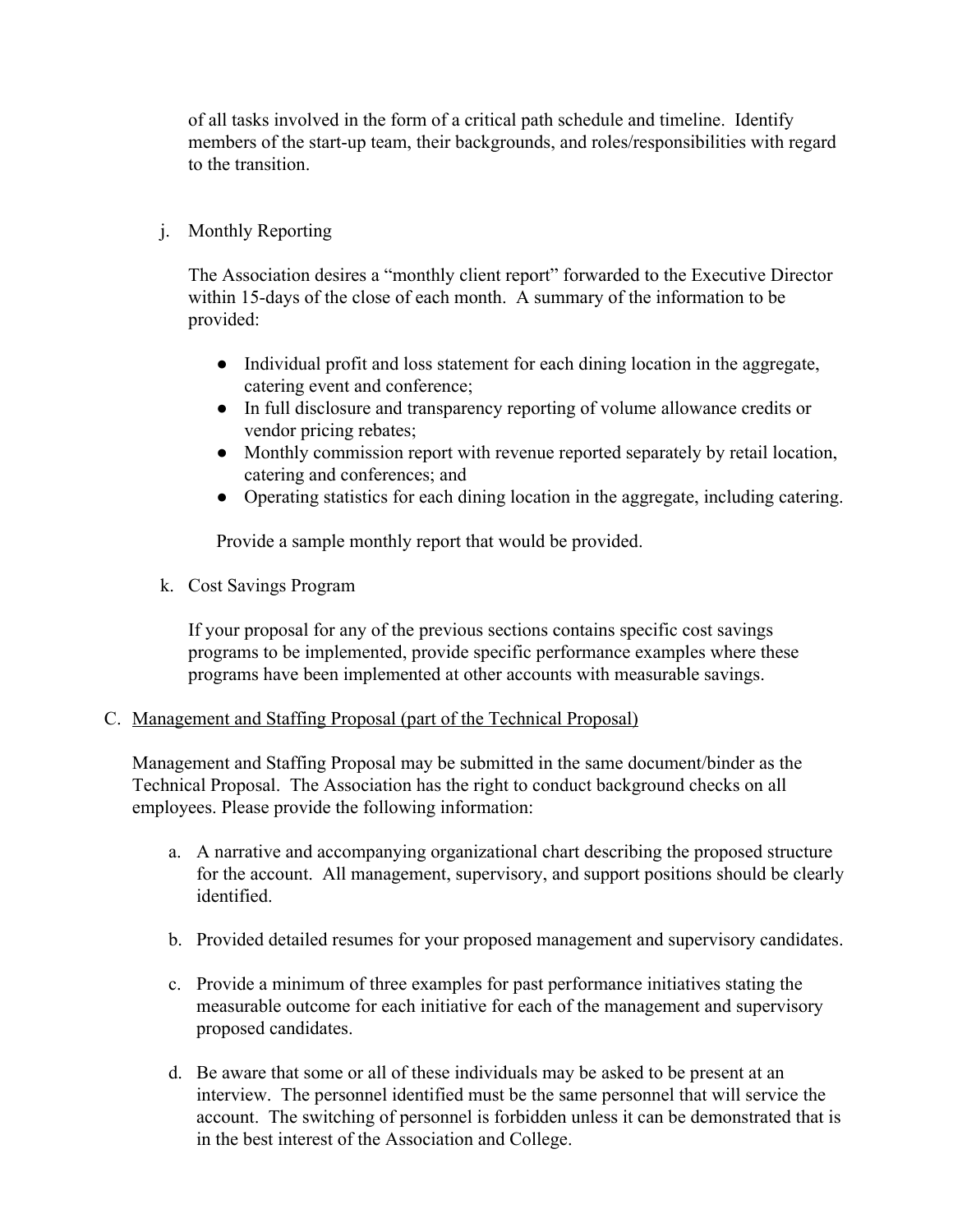of all tasks involved in the form of a critical path schedule and timeline. Identify members of the start-up team, their backgrounds, and roles/responsibilities with regard to the transition.

j. Monthly Reporting

The Association desires a "monthly client report" forwarded to the Executive Director within 15-days of the close of each month. A summary of the information to be provided:

- Individual profit and loss statement for each dining location in the aggregate, catering event and conference;
- In full disclosure and transparency reporting of volume allowance credits or vendor pricing rebates;
- Monthly commission report with revenue reported separately by retail location, catering and conferences; and
- Operating statistics for each dining location in the aggregate, including catering.

Provide a sample monthly report that would be provided.

k. Cost Savings Program

If your proposal for any of the previous sections contains specific cost savings programs to be implemented, provide specific performance examples where these programs have been implemented at other accounts with measurable savings.

C. Management and Staffing Proposal (part of the Technical Proposal)

Management and Staffing Proposal may be submitted in the same document/binder as the Technical Proposal. The Association has the right to conduct background checks on all employees. Please provide the following information:

a. A narrative and accompanying organizational chart describing the proposed structure for the account. All management, supervisory, and support positions should be clearly identified.

b. Provided detailed resumes for your proposed management and supervisory candidates.

c. Provide a minimum of three examples for past performance initiatives stating the measurable outcome for each initiative for each of the management and supervisory proposed candidates.

d. Be aware that some or all of these individuals may be asked to be present at an interview. The personnel identified must be the same personnel that will service the account. The switching of personnel is forbidden unless it can be demonstrated that is in the best interest of the Association and College.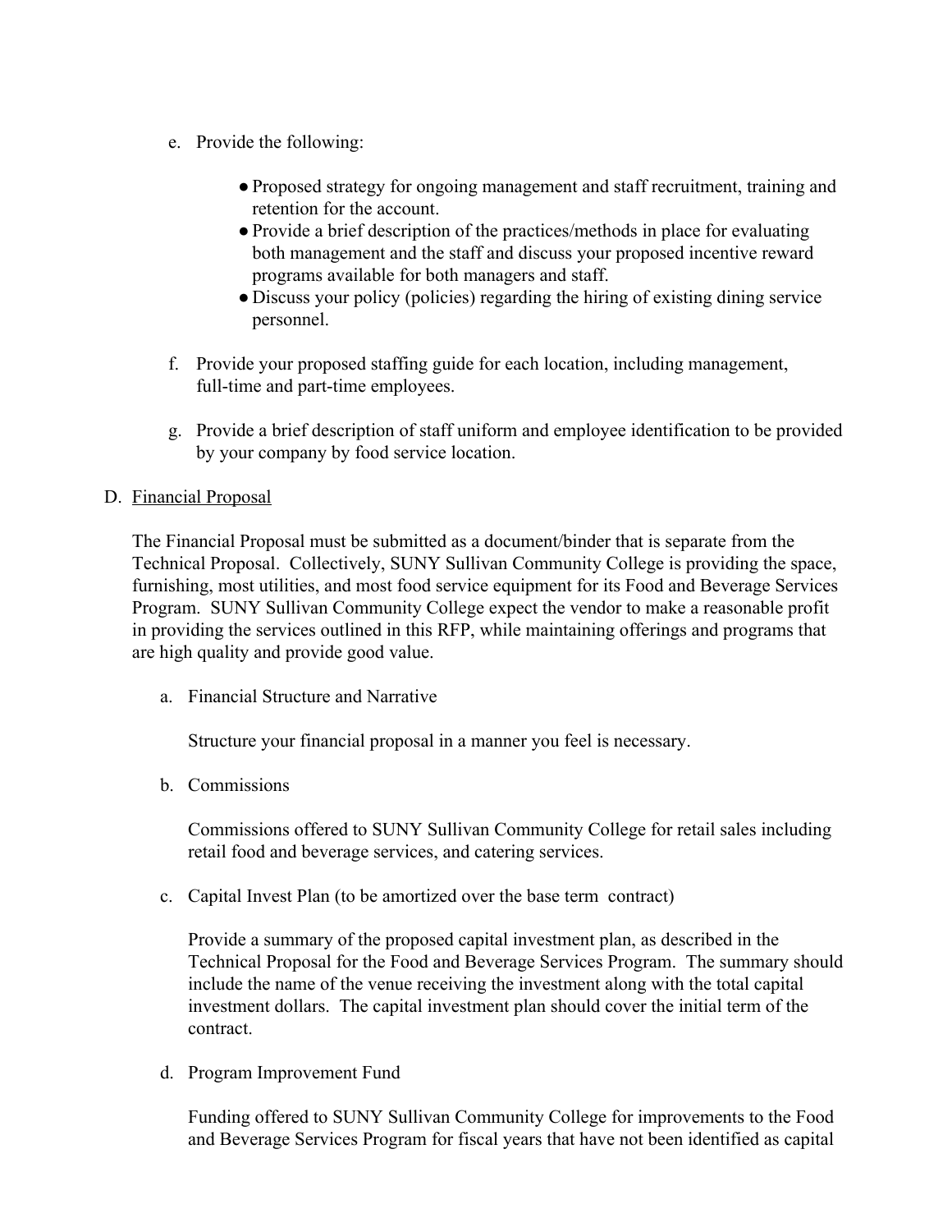e. Provide the following:

   - Proposed strategy for ongoing management and staff recruitment, training and retention for the account.
   - Provide a brief description of the practices/methods in place for evaluating both management and the staff and discuss your proposed incentive reward programs available for both managers and staff.
   - Discuss your policy (policies) regarding the hiring of existing dining service personnel.

f. Provide your proposed staffing guide for each location, including management, full-time and part-time employees.

g. Provide a brief description of staff uniform and employee identification to be provided by your company by food service location.

D. <u>Financial Proposal</u>

The Financial Proposal must be submitted as a document/binder that is separate from the Technical Proposal. Collectively, SUNY Sullivan Community College is providing the space, furnishing, most utilities, and most food service equipment for its Food and Beverage Services Program. SUNY Sullivan Community College expect the vendor to make a reasonable profit in providing the services outlined in this RFP, while maintaining offerings and programs that are high quality and provide good value.

a. Financial Structure and Narrative

   Structure your financial proposal in a manner you feel is necessary.

b. Commissions

   Commissions offered to SUNY Sullivan Community College for retail sales including retail food and beverage services, and catering services.

c. Capital Invest Plan (to be amortized over the base term contract)

   Provide a summary of the proposed capital investment plan, as described in the Technical Proposal for the Food and Beverage Services Program. The summary should include the name of the venue receiving the investment along with the total capital investment dollars. The capital investment plan should cover the initial term of the contract.

d. Program Improvement Fund

   Funding offered to SUNY Sullivan Community College for improvements to the Food and Beverage Services Program for fiscal years that have not been identified as capital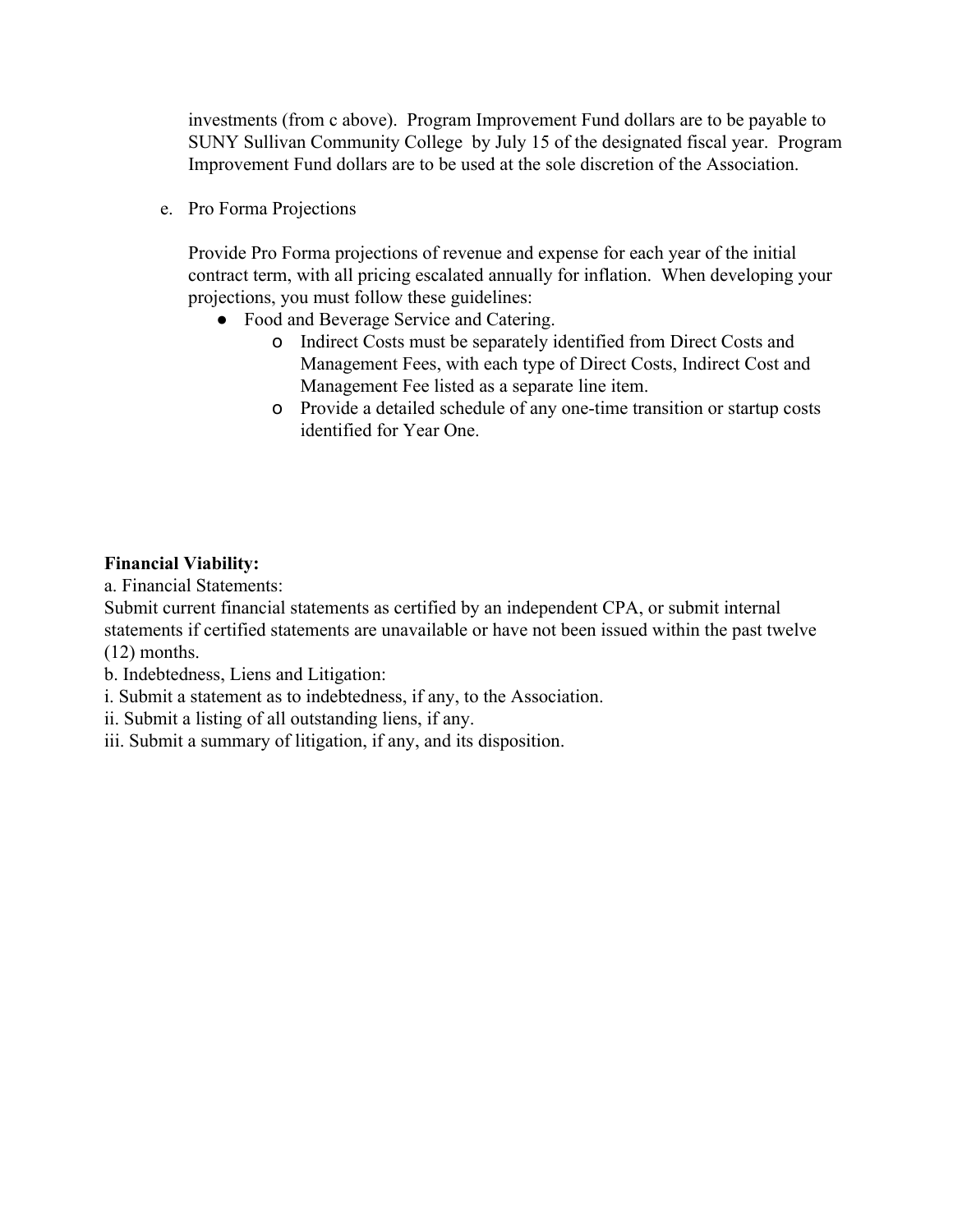investments (from c above). Program Improvement Fund dollars are to be payable to SUNY Sullivan Community College by July 15 of the designated fiscal year. Program Improvement Fund dollars are to be used at the sole discretion of the Association.

e. Pro Forma Projections

Provide Pro Forma projections of revenue and expense for each year of the initial contract term, with all pricing escalated annually for inflation. When developing your projections, you must follow these guidelines:

- Food and Beverage Service and Catering.
  - Indirect Costs must be separately identified from Direct Costs and Management Fees, with each type of Direct Costs, Indirect Cost and Management Fee listed as a separate line item.
  - Provide a detailed schedule of any one-time transition or startup costs identified for Year One.

**Financial Viability:**

a. Financial Statements:

Submit current financial statements as certified by an independent CPA, or submit internal statements if certified statements are unavailable or have not been issued within the past twelve (12) months.

b. Indebtedness, Liens and Litigation:

i. Submit a statement as to indebtedness, if any, to the Association.

ii. Submit a listing of all outstanding liens, if any.

iii. Submit a summary of litigation, if any, and its disposition.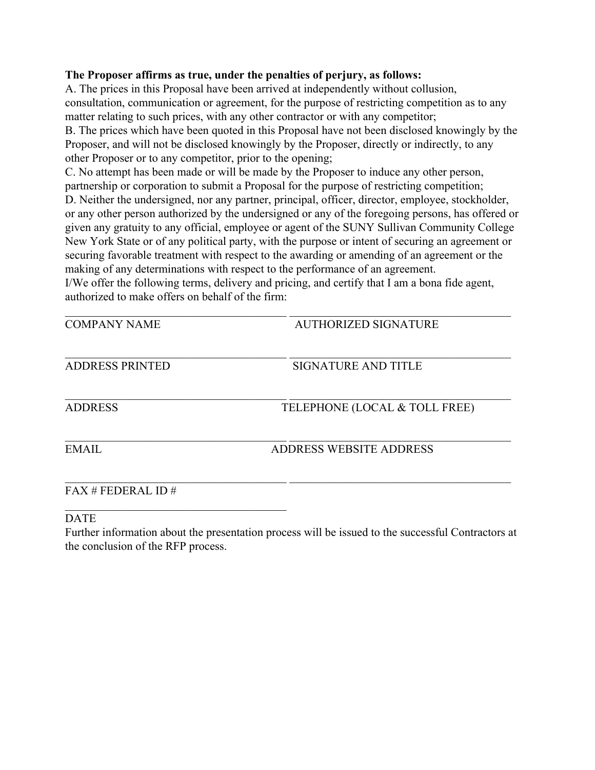**The Proposer affirms as true, under the penalties of perjury, as follows:**

A. The prices in this Proposal have been arrived at independently without collusion, consultation, communication or agreement, for the purpose of restricting competition as to any matter relating to such prices, with any other contractor or with any competitor;

B. The prices which have been quoted in this Proposal have not been disclosed knowingly by the Proposer, and will not be disclosed knowingly by the Proposer, directly or indirectly, to any other Proposer or to any competitor, prior to the opening;

C. No attempt has been made or will be made by the Proposer to induce any other person, partnership or corporation to submit a Proposal for the purpose of restricting competition;

D. Neither the undersigned, nor any partner, principal, officer, director, employee, stockholder, or any other person authorized by the undersigned or any of the foregoing persons, has offered or given any gratuity to any official, employee or agent of the SUNY Sullivan Community College New York State or of any political party, with the purpose or intent of securing an agreement or securing favorable treatment with respect to the awarding or amending of an agreement or the making of any determinations with respect to the performance of an agreement.

I/We offer the following terms, delivery and pricing, and certify that I am a bona fide agent, authorized to make offers on behalf of the firm:

| | |
|---|---|
| ______________________________________ | ______________________________________ |
| COMPANY NAME | AUTHORIZED SIGNATURE |
| ______________________________________ | ______________________________________ |
| ADDRESS PRINTED | SIGNATURE AND TITLE |
| ______________________________________ | ______________________________________ |
| ADDRESS | TELEPHONE (LOCAL & TOLL FREE) |
| ______________________________________ | ______________________________________ |
| EMAIL | ADDRESS WEBSITE ADDRESS |
| ______________________________________ | ______________________________________ |
| FAX # FEDERAL ID # | |
| ______________________________________ | |
| DATE | |

Further information about the presentation process will be issued to the successful Contractors at the conclusion of the RFP process.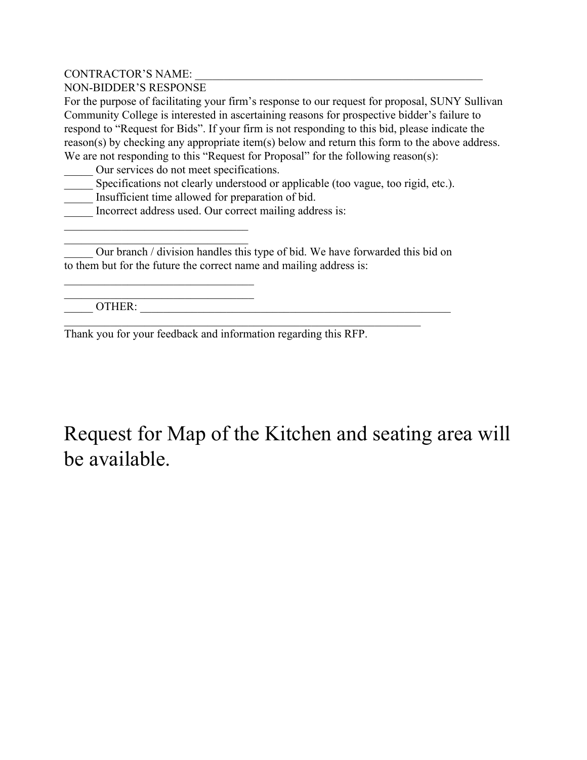CONTRACTOR'S NAME: ____________________________________________________

NON-BIDDER'S RESPONSE

For the purpose of facilitating your firm's response to our request for proposal, SUNY Sullivan Community College is interested in ascertaining reasons for prospective bidder's failure to respond to "Request for Bids". If your firm is not responding to this bid, please indicate the reason(s) by checking any appropriate item(s) below and return this form to the above address.

We are not responding to this "Request for Proposal" for the following reason(s):

_____ Our services do not meet specifications.

_____ Specifications not clearly understood or applicable (too vague, too rigid, etc.).

_____ Insufficient time allowed for preparation of bid.

_____ Incorrect address used. Our correct mailing address is:

________________________________

________________________________

_____ Our branch / division handles this type of bid. We have forwarded this bid on to them but for the future the correct name and mailing address is:

_________________________________

_________________________________

_____ OTHER: ______________________________________________________

______________________________________________________________

Thank you for your feedback and information regarding this RFP.

# Request for Map of the Kitchen and seating area will be available.